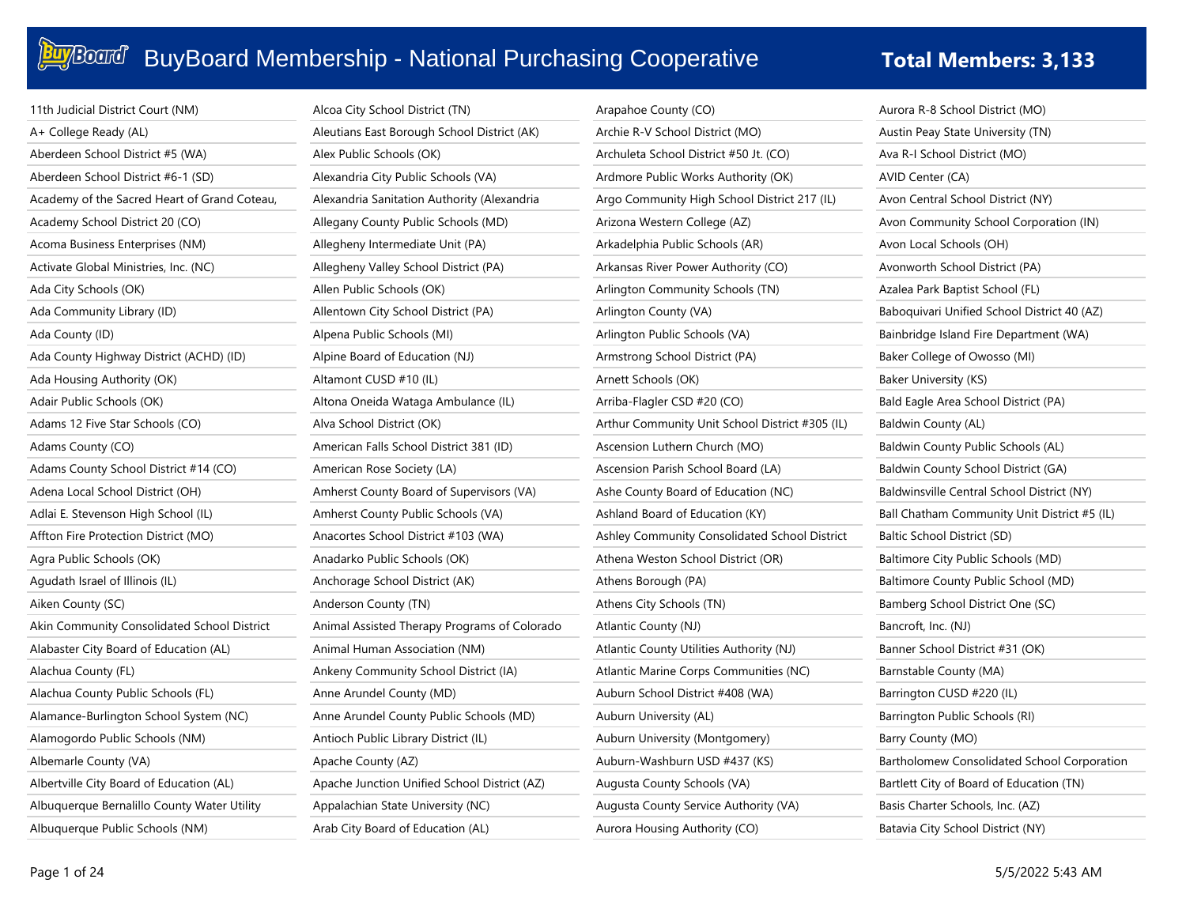# BuyBoard Membership - National Purchasing Cooperative

**Total Members: 3,133**

11th Judicial District Court (NM)
A+ College Ready (AL)
Aberdeen School District #5 (WA)
Aberdeen School District #6-1 (SD)
Academy of the Sacred Heart of Grand Coteau,
Academy School District 20 (CO)
Acoma Business Enterprises (NM)
Activate Global Ministries, Inc. (NC)
Ada City Schools (OK)
Ada Community Library (ID)
Ada County (ID)
Ada County Highway District (ACHD) (ID)
Ada Housing Authority (OK)
Adair Public Schools (OK)
Adams 12 Five Star Schools (CO)
Adams County (CO)
Adams County School District #14 (CO)
Adena Local School District (OH)
Adlai E. Stevenson High School (IL)
Affton Fire Protection District (MO)
Agra Public Schools (OK)
Agudath Israel of Illinois (IL)
Aiken County (SC)
Akin Community Consolidated School District
Alabaster City Board of Education (AL)
Alachua County (FL)
Alachua County Public Schools (FL)
Alamance-Burlington School System (NC)
Alamogordo Public Schools (NM)
Albemarle County (VA)
Albertville City Board of Education (AL)
Albuquerque Bernalillo County Water Utility
Albuquerque Public Schools (NM)
Alcoa City School District (TN)
Aleutians East Borough School District (AK)
Alex Public Schools (OK)
Alexandria City Public Schools (VA)
Alexandria Sanitation Authority (Alexandria
Allegany County Public Schools (MD)
Allegheny Intermediate Unit (PA)
Allegheny Valley School District (PA)
Allen Public Schools (OK)
Allentown City School District (PA)
Alpena Public Schools (MI)
Alpine Board of Education (NJ)
Altamont CUSD #10 (IL)
Altona Oneida Wataga Ambulance (IL)
Alva School District (OK)
American Falls School District 381 (ID)
American Rose Society (LA)
Amherst County Board of Supervisors (VA)
Amherst County Public Schools (VA)
Anacortes School District #103 (WA)
Anadarko Public Schools (OK)
Anchorage School District (AK)
Anderson County (TN)
Animal Assisted Therapy Programs of Colorado
Animal Human Association (NM)
Ankeny Community School District (IA)
Anne Arundel County (MD)
Anne Arundel County Public Schools (MD)
Antioch Public Library District (IL)
Apache County (AZ)
Apache Junction Unified School District (AZ)
Appalachian State University (NC)
Arab City Board of Education (AL)
Arapahoe County (CO)
Archie R-V School District (MO)
Archuleta School District #50 Jt. (CO)
Ardmore Public Works Authority (OK)
Argo Community High School District 217 (IL)
Arizona Western College (AZ)
Arkadelphia Public Schools (AR)
Arkansas River Power Authority (CO)
Arlington Community Schools (TN)
Arlington County (VA)
Arlington Public Schools (VA)
Armstrong School District (PA)
Arnett Schools (OK)
Arriba-Flagler CSD #20 (CO)
Arthur Community Unit School District #305 (IL)
Ascension Luthern Church (MO)
Ascension Parish School Board (LA)
Ashe County Board of Education (NC)
Ashland Board of Education (KY)
Ashley Community Consolidated School District
Athena Weston School District (OR)
Athens Borough (PA)
Athens City Schools (TN)
Atlantic County (NJ)
Atlantic County Utilities Authority (NJ)
Atlantic Marine Corps Communities (NC)
Auburn School District #408 (WA)
Auburn University (AL)
Auburn University (Montgomery)
Auburn-Washburn USD #437 (KS)
Augusta County Schools (VA)
Augusta County Service Authority (VA)
Aurora Housing Authority (CO)
Aurora R-8 School District (MO)
Austin Peay State University (TN)
Ava R-I School District (MO)
AVID Center (CA)
Avon Central School District (NY)
Avon Community School Corporation (IN)
Avon Local Schools (OH)
Avonworth School District (PA)
Azalea Park Baptist School (FL)
Baboquivari Unified School District 40 (AZ)
Bainbridge Island Fire Department (WA)
Baker College of Owosso (MI)
Baker University (KS)
Bald Eagle Area School District (PA)
Baldwin County (AL)
Baldwin County Public Schools (AL)
Baldwin County School District (GA)
Baldwinsville Central School District (NY)
Ball Chatham Community Unit District #5 (IL)
Baltic School District (SD)
Baltimore City Public Schools (MD)
Baltimore County Public School (MD)
Bamberg School District One (SC)
Bancroft, Inc. (NJ)
Banner School District #31 (OK)
Barnstable County (MA)
Barrington CUSD #220 (IL)
Barrington Public Schools (RI)
Barry County (MO)
Bartholomew Consolidated School Corporation
Bartlett City of Board of Education (TN)
Basis Charter Schools, Inc. (AZ)
Batavia City School District (NY)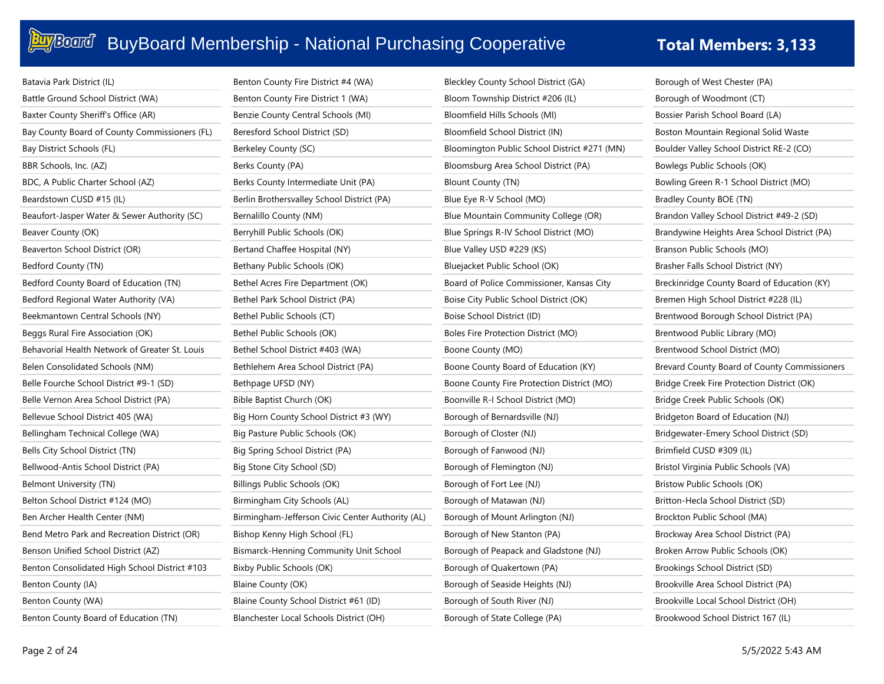# BuyBoard Membership - National Purchasing Cooperative

**Total Members: 3,133**

- Batavia Park District (IL)
- Battle Ground School District (WA)
- Baxter County Sheriff's Office (AR)
- Bay County Board of County Commissioners (FL)
- Bay District Schools (FL)
- BBR Schools, Inc. (AZ)
- BDC, A Public Charter School (AZ)
- Beardstown CUSD #15 (IL)
- Beaufort-Jasper Water & Sewer Authority (SC)
- Beaver County (OK)
- Beaverton School District (OR)
- Bedford County (TN)
- Bedford County Board of Education (TN)
- Bedford Regional Water Authority (VA)
- Beekmantown Central Schools (NY)
- Beggs Rural Fire Association (OK)
- Behavorial Health Network of Greater St. Louis
- Belen Consolidated Schools (NM)
- Belle Fourche School District #9-1 (SD)
- Belle Vernon Area School District (PA)
- Bellevue School District 405 (WA)
- Bellingham Technical College (WA)
- Bells City School District (TN)
- Bellwood-Antis School District (PA)
- Belmont University (TN)
- Belton School District #124 (MO)
- Ben Archer Health Center (NM)
- Bend Metro Park and Recreation District (OR)
- Benson Unified School District (AZ)
- Benton Consolidated High School District #103
- Benton County (IA)
- Benton County (WA)
- Benton County Board of Education (TN)
- Benton County Fire District #4 (WA)
- Benton County Fire District 1 (WA)
- Benzie County Central Schools (MI)
- Beresford School District (SD)
- Berkeley County (SC)
- Berks County (PA)
- Berks County Intermediate Unit (PA)
- Berlin Brothersvalley School District (PA)
- Bernalillo County (NM)
- Berryhill Public Schools (OK)
- Bertand Chaffee Hospital (NY)
- Bethany Public Schools (OK)
- Bethel Acres Fire Department (OK)
- Bethel Park School District (PA)
- Bethel Public Schools (CT)
- Bethel Public Schools (OK)
- Bethel School District #403 (WA)
- Bethlehem Area School District (PA)
- Bethpage UFSD (NY)
- Bible Baptist Church (OK)
- Big Horn County School District #3 (WY)
- Big Pasture Public Schools (OK)
- Big Spring School District (PA)
- Big Stone City School (SD)
- Billings Public Schools (OK)
- Birmingham City Schools (AL)
- Birmingham-Jefferson Civic Center Authority (AL)
- Bishop Kenny High School (FL)
- Bismarck-Henning Community Unit School
- Bixby Public Schools (OK)
- Blaine County (OK)
- Blaine County School District #61 (ID)
- Blanchester Local Schools District (OH)
- Bleckley County School District (GA)
- Bloom Township District #206 (IL)
- Bloomfield Hills Schools (MI)
- Bloomfield School District (IN)
- Bloomington Public School District #271 (MN)
- Bloomsburg Area School District (PA)
- Blount County (TN)
- Blue Eye R-V School (MO)
- Blue Mountain Community College (OR)
- Blue Springs R-IV School District (MO)
- Blue Valley USD #229 (KS)
- Bluejacket Public School (OK)
- Board of Police Commissioner, Kansas City
- Boise City Public School District (OK)
- Boise School District (ID)
- Boles Fire Protection District (MO)
- Boone County (MO)
- Boone County Board of Education (KY)
- Boone County Fire Protection District (MO)
- Boonville R-I School District (MO)
- Borough of Bernardsville (NJ)
- Borough of Closter (NJ)
- Borough of Fanwood (NJ)
- Borough of Flemington (NJ)
- Borough of Fort Lee (NJ)
- Borough of Matawan (NJ)
- Borough of Mount Arlington (NJ)
- Borough of New Stanton (PA)
- Borough of Peapack and Gladstone (NJ)
- Borough of Quakertown (PA)
- Borough of Seaside Heights (NJ)
- Borough of South River (NJ)
- Borough of State College (PA)
- Borough of West Chester (PA)
- Borough of Woodmont (CT)
- Bossier Parish School Board (LA)
- Boston Mountain Regional Solid Waste
- Boulder Valley School District RE-2 (CO)
- Bowlegs Public Schools (OK)
- Bowling Green R-1 School District (MO)
- Bradley County BOE (TN)
- Brandon Valley School District #49-2 (SD)
- Brandywine Heights Area School District (PA)
- Branson Public Schools (MO)
- Brasher Falls School District (NY)
- Breckinridge County Board of Education (KY)
- Bremen High School District #228 (IL)
- Brentwood Borough School District (PA)
- Brentwood Public Library (MO)
- Brentwood School District (MO)
- Brevard County Board of County Commissioners
- Bridge Creek Fire Protection District (OK)
- Bridge Creek Public Schools (OK)
- Bridgeton Board of Education (NJ)
- Bridgewater-Emery School District (SD)
- Brimfield CUSD #309 (IL)
- Bristol Virginia Public Schools (VA)
- Bristow Public Schools (OK)
- Britton-Hecla School District (SD)
- Brockton Public School (MA)
- Brockway Area School District (PA)
- Broken Arrow Public Schools (OK)
- Brookings School District (SD)
- Brookville Area School District (PA)
- Brookville Local School District (OH)
- Brookwood School District 167 (IL)

5/5/2022 5:43 AM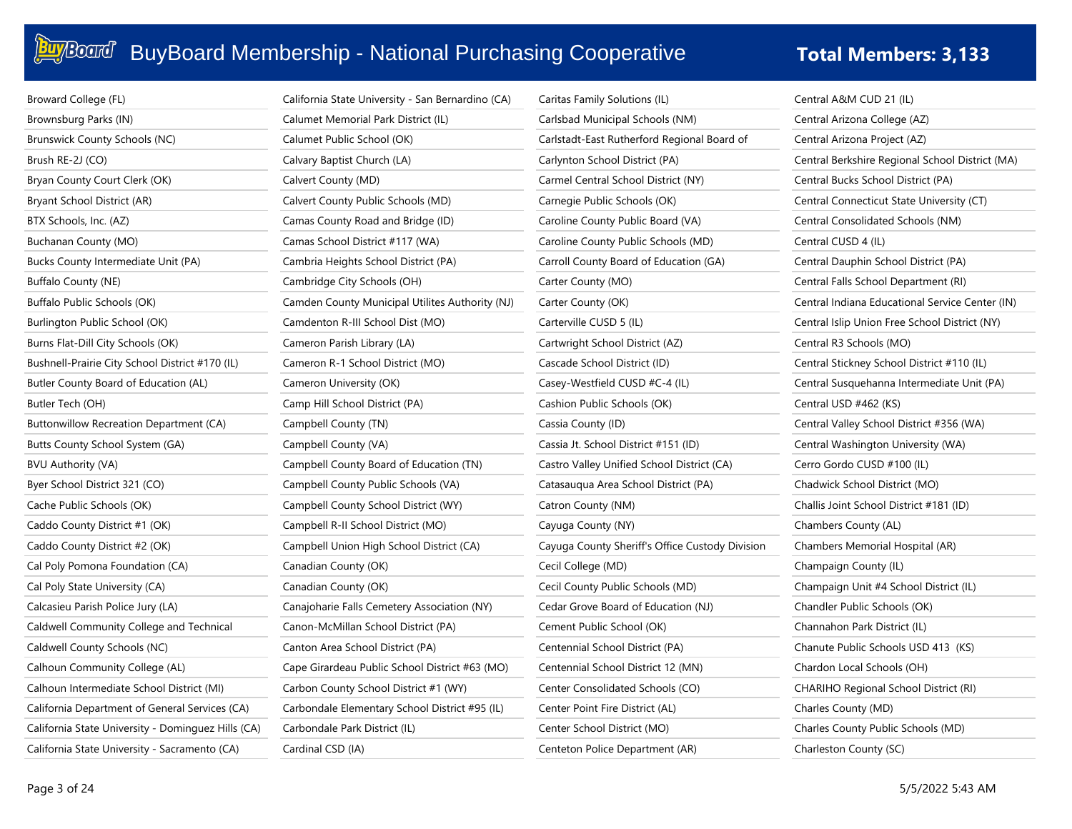# BuyBoard Membership - National Purchasing Cooperative

**Total Members: 3,133**

Broward College (FL)
Brownsburg Parks (IN)
Brunswick County Schools (NC)
Brush RE-2J (CO)
Bryan County Court Clerk (OK)
Bryant School District (AR)
BTX Schools, Inc. (AZ)
Buchanan County (MO)
Bucks County Intermediate Unit (PA)
Buffalo County (NE)
Buffalo Public Schools (OK)
Burlington Public School (OK)
Burns Flat-Dill City Schools (OK)
Bushnell-Prairie City School District #170 (IL)
Butler County Board of Education (AL)
Butler Tech (OH)
Buttonwillow Recreation Department (CA)
Butts County School System (GA)
BVU Authority (VA)
Byer School District 321 (CO)
Cache Public Schools (OK)
Caddo County District #1 (OK)
Caddo County District #2 (OK)
Cal Poly Pomona Foundation (CA)
Cal Poly State University (CA)
Calcasieu Parish Police Jury (LA)
Caldwell Community College and Technical
Caldwell County Schools (NC)
Calhoun Community College (AL)
Calhoun Intermediate School District (MI)
California Department of General Services (CA)
California State University - Dominguez Hills (CA)
California State University - Sacramento (CA)
California State University - San Bernardino (CA)
Calumet Memorial Park District (IL)
Calumet Public School (OK)
Calvary Baptist Church (LA)
Calvert County (MD)
Calvert County Public Schools (MD)
Camas County Road and Bridge (ID)
Camas School District #117 (WA)
Cambria Heights School District (PA)
Cambridge City Schools (OH)
Camden County Municipal Utilites Authority (NJ)
Camdenton R-III School Dist (MO)
Cameron Parish Library (LA)
Cameron R-1 School District (MO)
Cameron University (OK)
Camp Hill School District (PA)
Campbell County (TN)
Campbell County (VA)
Campbell County Board of Education (TN)
Campbell County Public Schools (VA)
Campbell County School District (WY)
Campbell R-II School District (MO)
Campbell Union High School District (CA)
Canadian County (OK)
Canadian County (OK)
Canajoharie Falls Cemetery Association (NY)
Canon-McMillan School District (PA)
Canton Area School District (PA)
Cape Girardeau Public School District #63 (MO)
Carbon County School District #1 (WY)
Carbondale Elementary School District #95 (IL)
Carbondale Park District (IL)
Cardinal CSD (IA)
Caritas Family Solutions (IL)
Carlsbad Municipal Schools (NM)
Carlstadt-East Rutherford Regional Board of
Carlynton School District (PA)
Carmel Central School District (NY)
Carnegie Public Schools (OK)
Caroline County Public Board (VA)
Caroline County Public Schools (MD)
Carroll County Board of Education (GA)
Carter County (MO)
Carter County (OK)
Carterville CUSD 5 (IL)
Cartwright School District (AZ)
Cascade School District (ID)
Casey-Westfield CUSD #C-4 (IL)
Cashion Public Schools (OK)
Cassia County (ID)
Cassia Jt. School District #151 (ID)
Castro Valley Unified School District (CA)
Catasauqua Area School District (PA)
Catron County (NM)
Cayuga County (NY)
Cayuga County Sheriff's Office Custody Division
Cecil College (MD)
Cecil County Public Schools (MD)
Cedar Grove Board of Education (NJ)
Cement Public School (OK)
Centennial School District (PA)
Centennial School District 12 (MN)
Center Consolidated Schools (CO)
Center Point Fire District (AL)
Center School District (MO)
Centeton Police Department (AR)
Central A&M CUD 21 (IL)
Central Arizona College (AZ)
Central Arizona Project (AZ)
Central Berkshire Regional School District (MA)
Central Bucks School District (PA)
Central Connecticut State University (CT)
Central Consolidated Schools (NM)
Central CUSD 4 (IL)
Central Dauphin School District (PA)
Central Falls School Department (RI)
Central Indiana Educational Service Center (IN)
Central Islip Union Free School District (NY)
Central R3 Schools (MO)
Central Stickney School District #110 (IL)
Central Susquehanna Intermediate Unit (PA)
Central USD #462 (KS)
Central Valley School District #356 (WA)
Central Washington University (WA)
Cerro Gordo CUSD #100 (IL)
Chadwick School District (MO)
Challis Joint School District #181 (ID)
Chambers County (AL)
Chambers Memorial Hospital (AR)
Champaign County (IL)
Champaign Unit #4 School District (IL)
Chandler Public Schools (OK)
Channahon Park District (IL)
Chanute Public Schools USD 413 (KS)
Chardon Local Schools (OH)
CHARIHO Regional School District (RI)
Charles County (MD)
Charles County Public Schools (MD)
Charleston County (SC)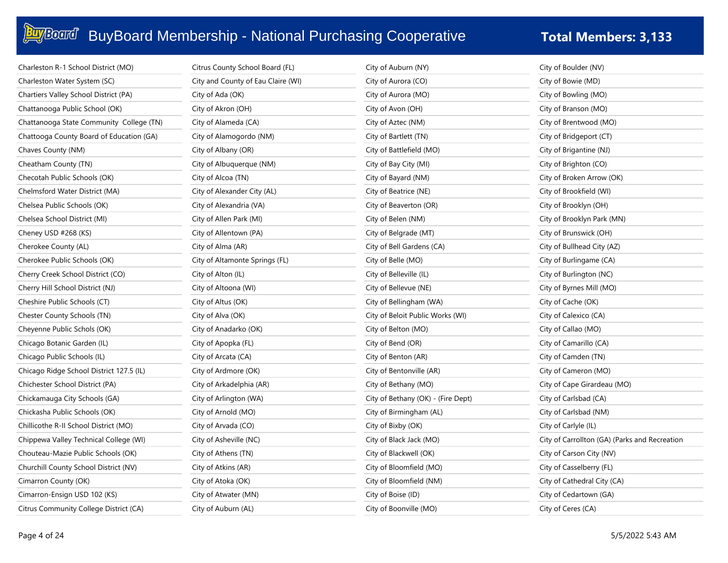# BuyBoard Membership - National Purchasing Cooperative

**Total Members: 3,133**

- Charleston R-1 School District (MO)
- Charleston Water System (SC)
- Chartiers Valley School District (PA)
- Chattanooga Public School (OK)
- Chattanooga State Community College (TN)
- Chattooga County Board of Education (GA)
- Chaves County (NM)
- Cheatham County (TN)
- Checotah Public Schools (OK)
- Chelmsford Water District (MA)
- Chelsea Public Schools (OK)
- Chelsea School District (MI)
- Cheney USD #268 (KS)
- Cherokee County (AL)
- Cherokee Public Schools (OK)
- Cherry Creek School District (CO)
- Cherry Hill School District (NJ)
- Cheshire Public Schools (CT)
- Chester County Schools (TN)
- Cheyenne Public Schols (OK)
- Chicago Botanic Garden (IL)
- Chicago Public Schools (IL)
- Chicago Ridge School District 127.5 (IL)
- Chichester School District (PA)
- Chickamauga City Schools (GA)
- Chickasha Public Schools (OK)
- Chillicothe R-II School District (MO)
- Chippewa Valley Technical College (WI)
- Chouteau-Mazie Public Schools (OK)
- Churchill County School District (NV)
- Cimarron County (OK)
- Cimarron-Ensign USD 102 (KS)
- Citrus Community College District (CA)
- Citrus County School Board (FL)
- City and County of Eau Claire (WI)
- City of Ada (OK)
- City of Akron (OH)
- City of Alameda (CA)
- City of Alamogordo (NM)
- City of Albany (OR)
- City of Albuquerque (NM)
- City of Alcoa (TN)
- City of Alexander City (AL)
- City of Alexandria (VA)
- City of Allen Park (MI)
- City of Allentown (PA)
- City of Alma (AR)
- City of Altamonte Springs (FL)
- City of Alton (IL)
- City of Altoona (WI)
- City of Altus (OK)
- City of Alva (OK)
- City of Anadarko (OK)
- City of Apopka (FL)
- City of Arcata (CA)
- City of Ardmore (OK)
- City of Arkadelphia (AR)
- City of Arlington (WA)
- City of Arnold (MO)
- City of Arvada (CO)
- City of Asheville (NC)
- City of Athens (TN)
- City of Atkins (AR)
- City of Atoka (OK)
- City of Atwater (MN)
- City of Auburn (AL)
- City of Auburn (NY)
- City of Aurora (CO)
- City of Aurora (MO)
- City of Avon (OH)
- City of Aztec (NM)
- City of Bartlett (TN)
- City of Battlefield (MO)
- City of Bay City (MI)
- City of Bayard (NM)
- City of Beatrice (NE)
- City of Beaverton (OR)
- City of Belen (NM)
- City of Belgrade (MT)
- City of Bell Gardens (CA)
- City of Belle (MO)
- City of Belleville (IL)
- City of Bellevue (NE)
- City of Bellingham (WA)
- City of Beloit Public Works (WI)
- City of Belton (MO)
- City of Bend (OR)
- City of Benton (AR)
- City of Bentonville (AR)
- City of Bethany (MO)
- City of Bethany (OK) - (Fire Dept)
- City of Birmingham (AL)
- City of Bixby (OK)
- City of Black Jack (MO)
- City of Blackwell (OK)
- City of Bloomfield (MO)
- City of Bloomfield (NM)
- City of Boise (ID)
- City of Boonville (MO)
- City of Boulder (NV)
- City of Bowie (MD)
- City of Bowling (MO)
- City of Branson (MO)
- City of Brentwood (MO)
- City of Bridgeport (CT)
- City of Brigantine (NJ)
- City of Brighton (CO)
- City of Broken Arrow (OK)
- City of Brookfield (WI)
- City of Brooklyn (OH)
- City of Brooklyn Park (MN)
- City of Brunswick (OH)
- City of Bullhead City (AZ)
- City of Burlingame (CA)
- City of Burlington (NC)
- City of Byrnes Mill (MO)
- City of Cache (OK)
- City of Calexico (CA)
- City of Callao (MO)
- City of Camarillo (CA)
- City of Camden (TN)
- City of Cameron (MO)
- City of Cape Girardeau (MO)
- City of Carlsbad (CA)
- City of Carlsbad (NM)
- City of Carlyle (IL)
- City of Carrollton (GA) (Parks and Recreation
- City of Carson City (NV)
- City of Casselberry (FL)
- City of Cathedral City (CA)
- City of Cedartown (GA)
- City of Ceres (CA)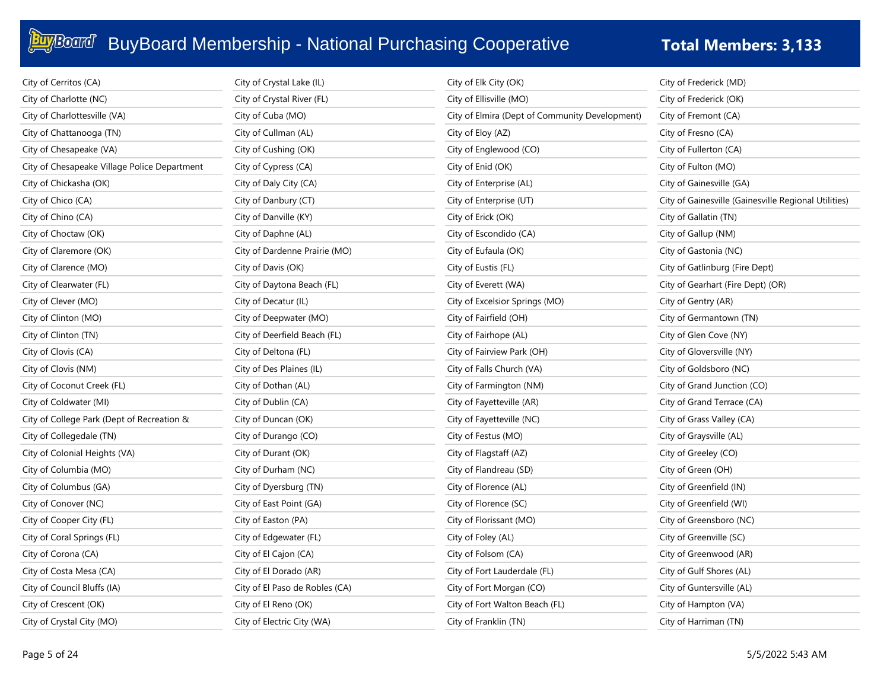# BuyBoard Membership - National Purchasing Cooperative

**Total Members: 3,133**

City of Cerritos (CA)
City of Charlotte (NC)
City of Charlottesville (VA)
City of Chattanooga (TN)
City of Chesapeake (VA)
City of Chesapeake Village Police Department
City of Chickasha (OK)
City of Chico (CA)
City of Chino (CA)
City of Choctaw (OK)
City of Claremore (OK)
City of Clarence (MO)
City of Clearwater (FL)
City of Clever (MO)
City of Clinton (MO)
City of Clinton (TN)
City of Clovis (CA)
City of Clovis (NM)
City of Coconut Creek (FL)
City of Coldwater (MI)
City of College Park (Dept of Recreation &
City of Collegedale (TN)
City of Colonial Heights (VA)
City of Columbia (MO)
City of Columbus (GA)
City of Conover (NC)
City of Cooper City (FL)
City of Coral Springs (FL)
City of Corona (CA)
City of Costa Mesa (CA)
City of Council Bluffs (IA)
City of Crescent (OK)
City of Crystal City (MO)
City of Crystal Lake (IL)
City of Crystal River (FL)
City of Cuba (MO)
City of Cullman (AL)
City of Cushing (OK)
City of Cypress (CA)
City of Daly City (CA)
City of Danbury (CT)
City of Danville (KY)
City of Daphne (AL)
City of Dardenne Prairie (MO)
City of Davis (OK)
City of Daytona Beach (FL)
City of Decatur (IL)
City of Deepwater (MO)
City of Deerfield Beach (FL)
City of Deltona (FL)
City of Des Plaines (IL)
City of Dothan (AL)
City of Dublin (CA)
City of Duncan (OK)
City of Durango (CO)
City of Durant (OK)
City of Durham (NC)
City of Dyersburg (TN)
City of East Point (GA)
City of Easton (PA)
City of Edgewater (FL)
City of El Cajon (CA)
City of El Dorado (AR)
City of El Paso de Robles (CA)
City of El Reno (OK)
City of Electric City (WA)
City of Elk City (OK)
City of Ellisville (MO)
City of Elmira (Dept of Community Development)
City of Eloy (AZ)
City of Englewood (CO)
City of Enid (OK)
City of Enterprise (AL)
City of Enterprise (UT)
City of Erick (OK)
City of Escondido (CA)
City of Eufaula (OK)
City of Eustis (FL)
City of Everett (WA)
City of Excelsior Springs (MO)
City of Fairfield (OH)
City of Fairhope (AL)
City of Fairview Park (OH)
City of Falls Church (VA)
City of Farmington (NM)
City of Fayetteville (AR)
City of Fayetteville (NC)
City of Festus (MO)
City of Flagstaff (AZ)
City of Flandreau (SD)
City of Florence (AL)
City of Florence (SC)
City of Florissant (MO)
City of Foley (AL)
City of Folsom (CA)
City of Fort Lauderdale (FL)
City of Fort Morgan (CO)
City of Fort Walton Beach (FL)
City of Franklin (TN)
City of Frederick (MD)
City of Frederick (OK)
City of Fremont (CA)
City of Fresno (CA)
City of Fullerton (CA)
City of Fulton (MO)
City of Gainesville (GA)
City of Gainesville (Gainesville Regional Utilities)
City of Gallatin (TN)
City of Gallup (NM)
City of Gastonia (NC)
City of Gatlinburg (Fire Dept)
City of Gearhart (Fire Dept) (OR)
City of Gentry (AR)
City of Germantown (TN)
City of Glen Cove (NY)
City of Gloversville (NY)
City of Goldsboro (NC)
City of Grand Junction (CO)
City of Grand Terrace (CA)
City of Grass Valley (CA)
City of Graysville (AL)
City of Greeley (CO)
City of Green (OH)
City of Greenfield (IN)
City of Greenfield (WI)
City of Greensboro (NC)
City of Greenville (SC)
City of Greenwood (AR)
City of Gulf Shores (AL)
City of Guntersville (AL)
City of Hampton (VA)
City of Harriman (TN)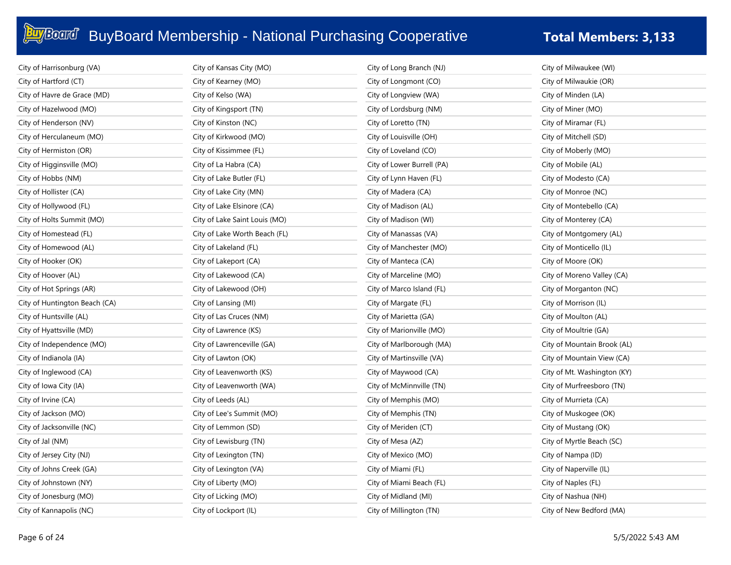# BuyBoard Membership - National Purchasing Cooperative

**Total Members: 3,133**

City of Harrisonburg (VA)
City of Hartford (CT)
City of Havre de Grace (MD)
City of Hazelwood (MO)
City of Henderson (NV)
City of Herculaneum (MO)
City of Hermiston (OR)
City of Higginsville (MO)
City of Hobbs (NM)
City of Hollister (CA)
City of Hollywood (FL)
City of Holts Summit (MO)
City of Homestead (FL)
City of Homewood (AL)
City of Hooker (OK)
City of Hoover (AL)
City of Hot Springs (AR)
City of Huntington Beach (CA)
City of Huntsville (AL)
City of Hyattsville (MD)
City of Independence (MO)
City of Indianola (IA)
City of Inglewood (CA)
City of Iowa City (IA)
City of Irvine (CA)
City of Jackson (MO)
City of Jacksonville (NC)
City of Jal (NM)
City of Jersey City (NJ)
City of Johns Creek (GA)
City of Johnstown (NY)
City of Jonesburg (MO)
City of Kannapolis (NC)
City of Kansas City (MO)
City of Kearney (MO)
City of Kelso (WA)
City of Kingsport (TN)
City of Kinston (NC)
City of Kirkwood (MO)
City of Kissimmee (FL)
City of La Habra (CA)
City of Lake Butler (FL)
City of Lake City (MN)
City of Lake Elsinore (CA)
City of Lake Saint Louis (MO)
City of Lake Worth Beach (FL)
City of Lakeland (FL)
City of Lakeport (CA)
City of Lakewood (CA)
City of Lakewood (OH)
City of Lansing (MI)
City of Las Cruces (NM)
City of Lawrence (KS)
City of Lawrenceville (GA)
City of Lawton (OK)
City of Leavenworth (KS)
City of Leavenworth (WA)
City of Leeds (AL)
City of Lee's Summit (MO)
City of Lemmon (SD)
City of Lewisburg (TN)
City of Lexington (TN)
City of Lexington (VA)
City of Liberty (MO)
City of Licking (MO)
City of Lockport (IL)
City of Long Branch (NJ)
City of Longmont (CO)
City of Longview (WA)
City of Lordsburg (NM)
City of Loretto (TN)
City of Louisville (OH)
City of Loveland (CO)
City of Lower Burrell (PA)
City of Lynn Haven (FL)
City of Madera (CA)
City of Madison (AL)
City of Madison (WI)
City of Manassas (VA)
City of Manchester (MO)
City of Manteca (CA)
City of Marceline (MO)
City of Marco Island (FL)
City of Margate (FL)
City of Marietta (GA)
City of Marionville (MO)
City of Marlborough (MA)
City of Martinsville (VA)
City of Maywood (CA)
City of McMinnville (TN)
City of Memphis (MO)
City of Memphis (TN)
City of Meriden (CT)
City of Mesa (AZ)
City of Mexico (MO)
City of Miami (FL)
City of Miami Beach (FL)
City of Midland (MI)
City of Millington (TN)
City of Milwaukee (WI)
City of Milwaukie (OR)
City of Minden (LA)
City of Miner (MO)
City of Miramar (FL)
City of Mitchell (SD)
City of Moberly (MO)
City of Mobile (AL)
City of Modesto (CA)
City of Monroe (NC)
City of Montebello (CA)
City of Monterey (CA)
City of Montgomery (AL)
City of Monticello (IL)
City of Moore (OK)
City of Moreno Valley (CA)
City of Morganton (NC)
City of Morrison (IL)
City of Moulton (AL)
City of Moultrie (GA)
City of Mountain Brook (AL)
City of Mountain View (CA)
City of Mt. Washington (KY)
City of Murfreesboro (TN)
City of Murrieta (CA)
City of Muskogee (OK)
City of Mustang (OK)
City of Myrtle Beach (SC)
City of Nampa (ID)
City of Naperville (IL)
City of Naples (FL)
City of Nashua (NH)
City of New Bedford (MA)

5/5/2022 5:43 AM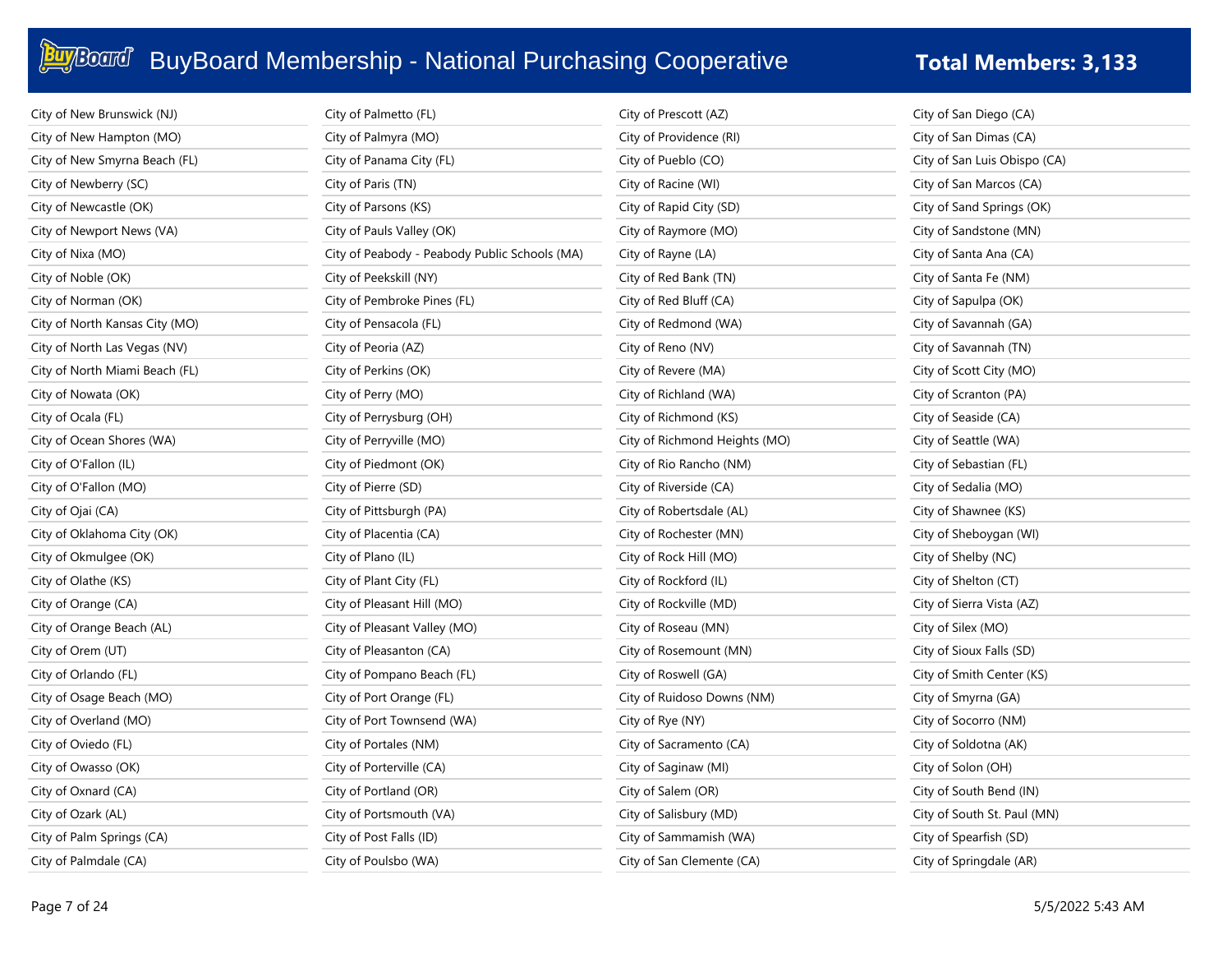# BuyBoard Membership - National Purchasing Cooperative

**Total Members: 3,133**

- City of New Brunswick (NJ)
- City of New Hampton (MO)
- City of New Smyrna Beach (FL)
- City of Newberry (SC)
- City of Newcastle (OK)
- City of Newport News (VA)
- City of Nixa (MO)
- City of Noble (OK)
- City of Norman (OK)
- City of North Kansas City (MO)
- City of North Las Vegas (NV)
- City of North Miami Beach (FL)
- City of Nowata (OK)
- City of Ocala (FL)
- City of Ocean Shores (WA)
- City of O'Fallon (IL)
- City of O'Fallon (MO)
- City of Ojai (CA)
- City of Oklahoma City (OK)
- City of Okmulgee (OK)
- City of Olathe (KS)
- City of Orange (CA)
- City of Orange Beach (AL)
- City of Orem (UT)
- City of Orlando (FL)
- City of Osage Beach (MO)
- City of Overland (MO)
- City of Oviedo (FL)
- City of Owasso (OK)
- City of Oxnard (CA)
- City of Ozark (AL)
- City of Palm Springs (CA)
- City of Palmdale (CA)
- City of Palmetto (FL)
- City of Palmyra (MO)
- City of Panama City (FL)
- City of Paris (TN)
- City of Parsons (KS)
- City of Pauls Valley (OK)
- City of Peabody - Peabody Public Schools (MA)
- City of Peekskill (NY)
- City of Pembroke Pines (FL)
- City of Pensacola (FL)
- City of Peoria (AZ)
- City of Perkins (OK)
- City of Perry (MO)
- City of Perrysburg (OH)
- City of Perryville (MO)
- City of Piedmont (OK)
- City of Pierre (SD)
- City of Pittsburgh (PA)
- City of Placentia (CA)
- City of Plano (IL)
- City of Plant City (FL)
- City of Pleasant Hill (MO)
- City of Pleasant Valley (MO)
- City of Pleasanton (CA)
- City of Pompano Beach (FL)
- City of Port Orange (FL)
- City of Port Townsend (WA)
- City of Portales (NM)
- City of Porterville (CA)
- City of Portland (OR)
- City of Portsmouth (VA)
- City of Post Falls (ID)
- City of Poulsbo (WA)
- City of Prescott (AZ)
- City of Providence (RI)
- City of Pueblo (CO)
- City of Racine (WI)
- City of Rapid City (SD)
- City of Raymore (MO)
- City of Rayne (LA)
- City of Red Bank (TN)
- City of Red Bluff (CA)
- City of Redmond (WA)
- City of Reno (NV)
- City of Revere (MA)
- City of Richland (WA)
- City of Richmond (KS)
- City of Richmond Heights (MO)
- City of Rio Rancho (NM)
- City of Riverside (CA)
- City of Robertsdale (AL)
- City of Rochester (MN)
- City of Rock Hill (MO)
- City of Rockford (IL)
- City of Rockville (MD)
- City of Roseau (MN)
- City of Rosemount (MN)
- City of Roswell (GA)
- City of Ruidoso Downs (NM)
- City of Rye (NY)
- City of Sacramento (CA)
- City of Saginaw (MI)
- City of Salem (OR)
- City of Salisbury (MD)
- City of Sammamish (WA)
- City of San Clemente (CA)
- City of San Diego (CA)
- City of San Dimas (CA)
- City of San Luis Obispo (CA)
- City of San Marcos (CA)
- City of Sand Springs (OK)
- City of Sandstone (MN)
- City of Santa Ana (CA)
- City of Santa Fe (NM)
- City of Sapulpa (OK)
- City of Savannah (GA)
- City of Savannah (TN)
- City of Scott City (MO)
- City of Scranton (PA)
- City of Seaside (CA)
- City of Seattle (WA)
- City of Sebastian (FL)
- City of Sedalia (MO)
- City of Shawnee (KS)
- City of Sheboygan (WI)
- City of Shelby (NC)
- City of Shelton (CT)
- City of Sierra Vista (AZ)
- City of Silex (MO)
- City of Sioux Falls (SD)
- City of Smith Center (KS)
- City of Smyrna (GA)
- City of Socorro (NM)
- City of Soldotna (AK)
- City of Solon (OH)
- City of South Bend (IN)
- City of South St. Paul (MN)
- City of Spearfish (SD)
- City of Springdale (AR)

5/5/2022 5:43 AM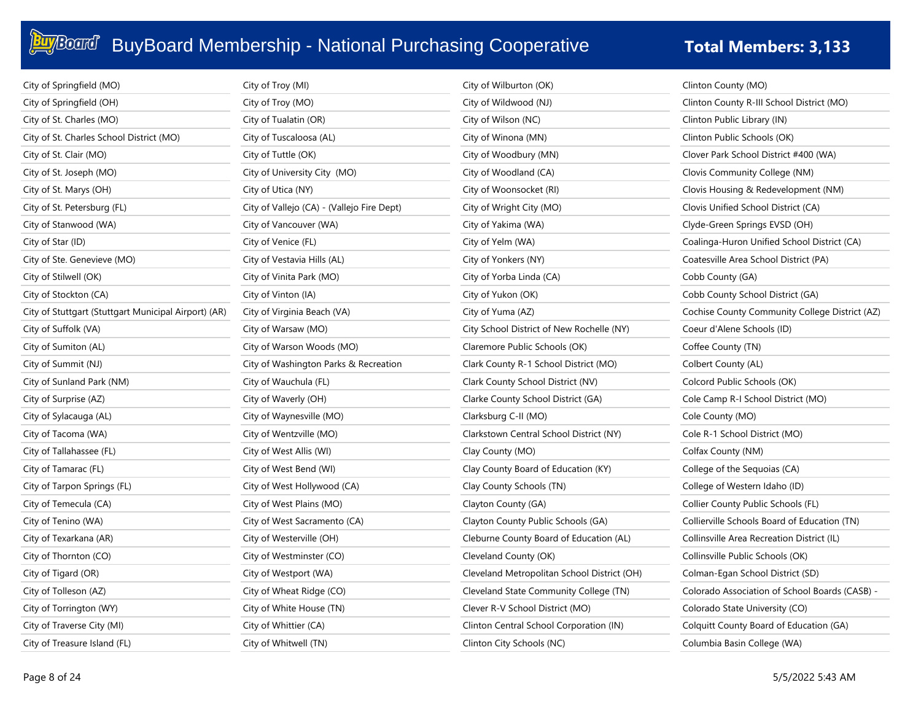# BuyBoard Membership - National Purchasing Cooperative

**Total Members: 3,133**

City of Springfield (MO)
City of Springfield (OH)
City of St. Charles (MO)
City of St. Charles School District (MO)
City of St. Clair (MO)
City of St. Joseph (MO)
City of St. Marys (OH)
City of St. Petersburg (FL)
City of Stanwood (WA)
City of Star (ID)
City of Ste. Genevieve (MO)
City of Stilwell (OK)
City of Stockton (CA)
City of Stuttgart (Stuttgart Municipal Airport) (AR)
City of Suffolk (VA)
City of Sumiton (AL)
City of Summit (NJ)
City of Sunland Park (NM)
City of Surprise (AZ)
City of Sylacauga (AL)
City of Tacoma (WA)
City of Tallahassee (FL)
City of Tamarac (FL)
City of Tarpon Springs (FL)
City of Temecula (CA)
City of Tenino (WA)
City of Texarkana (AR)
City of Thornton (CO)
City of Tigard (OR)
City of Tolleson (AZ)
City of Torrington (WY)
City of Traverse City (MI)
City of Treasure Island (FL)
City of Troy (MI)
City of Troy (MO)
City of Tualatin (OR)
City of Tuscaloosa (AL)
City of Tuttle (OK)
City of University City (MO)
City of Utica (NY)
City of Vallejo (CA) - (Vallejo Fire Dept)
City of Vancouver (WA)
City of Venice (FL)
City of Vestavia Hills (AL)
City of Vinita Park (MO)
City of Vinton (IA)
City of Virginia Beach (VA)
City of Warsaw (MO)
City of Warson Woods (MO)
City of Washington Parks & Recreation
City of Wauchula (FL)
City of Waverly (OH)
City of Waynesville (MO)
City of Wentzville (MO)
City of West Allis (WI)
City of West Bend (WI)
City of West Hollywood (CA)
City of West Plains (MO)
City of West Sacramento (CA)
City of Westerville (OH)
City of Westminster (CO)
City of Westport (WA)
City of Wheat Ridge (CO)
City of White House (TN)
City of Whittier (CA)
City of Whitwell (TN)
City of Wilburton (OK)
City of Wildwood (NJ)
City of Wilson (NC)
City of Winona (MN)
City of Woodbury (MN)
City of Woodland (CA)
City of Woonsocket (RI)
City of Wright City (MO)
City of Yakima (WA)
City of Yelm (WA)
City of Yonkers (NY)
City of Yorba Linda (CA)
City of Yukon (OK)
City of Yuma (AZ)
City School District of New Rochelle (NY)
Claremore Public Schools (OK)
Clark County R-1 School District (MO)
Clark County School District (NV)
Clarke County School District (GA)
Clarksburg C-II (MO)
Clarkstown Central School District (NY)
Clay County (MO)
Clay County Board of Education (KY)
Clay County Schools (TN)
Clayton County (GA)
Clayton County Public Schools (GA)
Cleburne County Board of Education (AL)
Cleveland County (OK)
Cleveland Metropolitan School District (OH)
Cleveland State Community College (TN)
Clever R-V School District (MO)
Clinton Central School Corporation (IN)
Clinton City Schools (NC)
Clinton County (MO)
Clinton County R-III School District (MO)
Clinton Public Library (IN)
Clinton Public Schools (OK)
Clover Park School District #400 (WA)
Clovis Community College (NM)
Clovis Housing & Redevelopment (NM)
Clovis Unified School District (CA)
Clyde-Green Springs EVSD (OH)
Coalinga-Huron Unified School District (CA)
Coatesville Area School District (PA)
Cobb County (GA)
Cobb County School District (GA)
Cochise County Community College District (AZ)
Coeur d'Alene Schools (ID)
Coffee County (TN)
Colbert County (AL)
Colcord Public Schools (OK)
Cole Camp R-I School District (MO)
Cole County (MO)
Cole R-1 School District (MO)
Colfax County (NM)
College of the Sequoias (CA)
College of Western Idaho (ID)
Collier County Public Schools (FL)
Collierville Schools Board of Education (TN)
Collinsville Area Recreation District (IL)
Collinsville Public Schools (OK)
Colman-Egan School District (SD)
Colorado Association of School Boards (CASB) -
Colorado State University (CO)
Colquitt County Board of Education (GA)
Columbia Basin College (WA)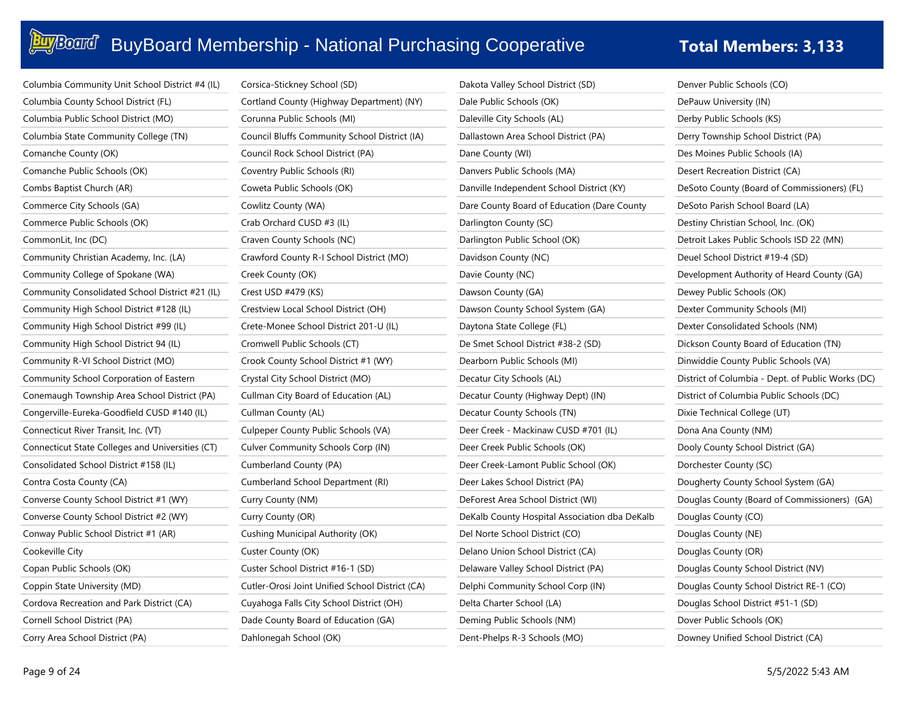# BuyBoard Membership - National Purchasing Cooperative

**Total Members: 3,133**

Columbia Community Unit School District #4 (IL)
Columbia County School District (FL)
Columbia Public School District (MO)
Columbia State Community College (TN)
Comanche County (OK)
Comanche Public Schools (OK)
Combs Baptist Church (AR)
Commerce City Schools (GA)
Commerce Public Schools (OK)
CommonLit, Inc (DC)
Community Christian Academy, Inc. (LA)
Community College of Spokane (WA)
Community Consolidated School District #21 (IL)
Community High School District #128 (IL)
Community High School District #99 (IL)
Community High School District 94 (IL)
Community R-VI School District (MO)
Community School Corporation of Eastern
Conemaugh Township Area School District (PA)
Congerville-Eureka-Goodfield CUSD #140 (IL)
Connecticut River Transit, Inc. (VT)
Connecticut State Colleges and Universities (CT)
Consolidated School District #158 (IL)
Contra Costa County (CA)
Converse County School District #1 (WY)
Converse County School District #2 (WY)
Conway Public School District #1 (AR)
Cookeville City
Copan Public Schools (OK)
Coppin State University (MD)
Cordova Recreation and Park District (CA)
Cornell School District (PA)
Corry Area School District (PA)

Corsica-Stickney School (SD)
Cortland County (Highway Department) (NY)
Corunna Public Schools (MI)
Council Bluffs Community School District (IA)
Council Rock School District (PA)
Coventry Public Schools (RI)
Coweta Public Schools (OK)
Cowlitz County (WA)
Crab Orchard CUSD #3 (IL)
Craven County Schools (NC)
Crawford County R-I School District (MO)
Creek County (OK)
Crest USD #479 (KS)
Crestview Local School District (OH)
Crete-Monee School District 201-U (IL)
Cromwell Public Schools (CT)
Crook County School District #1 (WY)
Crystal City School District (MO)
Cullman City Board of Education (AL)
Cullman County (AL)
Culpeper County Public Schools (VA)
Culver Community Schools Corp (IN)
Cumberland County (PA)
Cumberland School Department (RI)
Curry County (NM)
Curry County (OR)
Cushing Municipal Authority (OK)
Custer County (OK)
Custer School District #16-1 (SD)
Cutler-Orosi Joint Unified School District (CA)
Cuyahoga Falls City School District (OH)
Dade County Board of Education (GA)
Dahlonegah School (OK)

Dakota Valley School District (SD)
Dale Public Schools (OK)
Daleville City Schools (AL)
Dallastown Area School District (PA)
Dane County (WI)
Danvers Public Schools (MA)
Danville Independent School District (KY)
Dare County Board of Education (Dare County
Darlington County (SC)
Darlington Public School (OK)
Davidson County (NC)
Davie County (NC)
Dawson County (GA)
Dawson County School System (GA)
Daytona State College (FL)
De Smet School District #38-2 (SD)
Dearborn Public Schools (MI)
Decatur City Schools (AL)
Decatur County (Highway Dept) (IN)
Decatur County Schools (TN)
Deer Creek - Mackinaw CUSD #701 (IL)
Deer Creek Public Schools (OK)
Deer Creek-Lamont Public School (OK)
Deer Lakes School District (PA)
DeForest Area School District (WI)
DeKalb County Hospital Association dba DeKalb
Del Norte School District (CO)
Delano Union School District (CA)
Delaware Valley School District (PA)
Delphi Community School Corp (IN)
Delta Charter School (LA)
Deming Public Schools (NM)
Dent-Phelps R-3 Schools (MO)

Denver Public Schools (CO)
DePauw University (IN)
Derby Public Schools (KS)
Derry Township School District (PA)
Des Moines Public Schools (IA)
Desert Recreation District (CA)
DeSoto County (Board of Commissioners) (FL)
DeSoto Parish School Board (LA)
Destiny Christian School, Inc. (OK)
Detroit Lakes Public Schools ISD 22 (MN)
Deuel School District #19-4 (SD)
Development Authority of Heard County (GA)
Dewey Public Schools (OK)
Dexter Community Schools (MI)
Dexter Consolidated Schools (NM)
Dickson County Board of Education (TN)
Dinwiddie County Public Schools (VA)
District of Columbia - Dept. of Public Works (DC)
District of Columbia Public Schools (DC)
Dixie Technical College (UT)
Dona Ana County (NM)
Dooly County School District (GA)
Dorchester County (SC)
Dougherty County School System (GA)
Douglas County (Board of Commissioners) (GA)
Douglas County (CO)
Douglas County (NE)
Douglas County (OR)
Douglas County School District (NV)
Douglas County School District RE-1 (CO)
Douglas School District #51-1 (SD)
Dover Public Schools (OK)
Downey Unified School District (CA)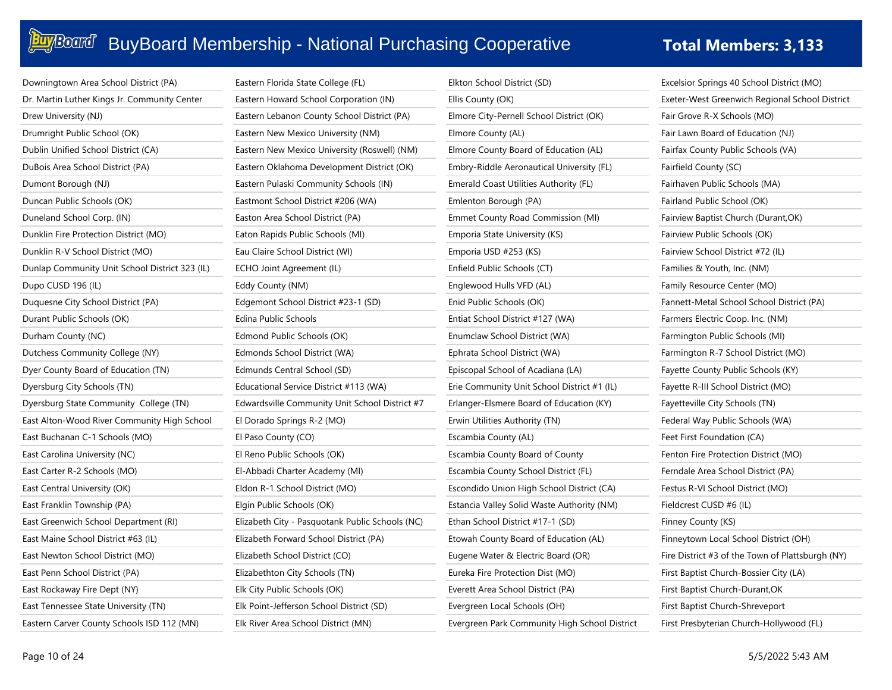# BuyBoard Membership - National Purchasing Cooperative

**Total Members: 3,133**

Downingtown Area School District (PA)
Dr. Martin Luther Kings Jr. Community Center
Drew University (NJ)
Drumright Public School (OK)
Dublin Unified School District (CA)
DuBois Area School District (PA)
Dumont Borough (NJ)
Duncan Public Schools (OK)
Duneland School Corp. (IN)
Dunklin Fire Protection District (MO)
Dunklin R-V School District (MO)
Dunlap Community Unit School District 323 (IL)
Dupo CUSD 196 (IL)
Duquesne City School District (PA)
Durant Public Schools (OK)
Durham County (NC)
Dutchess Community College (NY)
Dyer County Board of Education (TN)
Dyersburg City Schools (TN)
Dyersburg State Community College (TN)
East Alton-Wood River Community High School
East Buchanan C-1 Schools (MO)
East Carolina University (NC)
East Carter R-2 Schools (MO)
East Central University (OK)
East Franklin Township (PA)
East Greenwich School Department (RI)
East Maine School District #63 (IL)
East Newton School District (MO)
East Penn School District (PA)
East Rockaway Fire Dept (NY)
East Tennessee State University (TN)
Eastern Carver County Schools ISD 112 (MN)
Eastern Florida State College (FL)
Eastern Howard School Corporation (IN)
Eastern Lebanon County School District (PA)
Eastern New Mexico University (NM)
Eastern New Mexico University (Roswell) (NM)
Eastern Oklahoma Development District (OK)
Eastern Pulaski Community Schools (IN)
Eastmont School District #206 (WA)
Easton Area School District (PA)
Eaton Rapids Public Schools (MI)
Eau Claire School District (WI)
ECHO Joint Agreement (IL)
Eddy County (NM)
Edgemont School District #23-1 (SD)
Edina Public Schools
Edmond Public Schools (OK)
Edmonds School District (WA)
Edmunds Central School (SD)
Educational Service District #113 (WA)
Edwardsville Community Unit School District #7
El Dorado Springs R-2 (MO)
El Paso County (CO)
El Reno Public Schools (OK)
El-Abbadi Charter Academy (MI)
Eldon R-1 School District (MO)
Elgin Public Schools (OK)
Elizabeth City - Pasquotank Public Schools (NC)
Elizabeth Forward School District (PA)
Elizabeth School District (CO)
Elizabethton City Schools (TN)
Elk City Public Schools (OK)
Elk Point-Jefferson School District (SD)
Elk River Area School District (MN)
Elkton School District (SD)
Ellis County (OK)
Elmore City-Pernell School District (OK)
Elmore County (AL)
Elmore County Board of Education (AL)
Embry-Riddle Aeronautical University (FL)
Emerald Coast Utilities Authority (FL)
Emlenton Borough (PA)
Emmet County Road Commission (MI)
Emporia State University (KS)
Emporia USD #253 (KS)
Enfield Public Schools (CT)
Englewood Hulls VFD (AL)
Enid Public Schools (OK)
Entiat School District #127 (WA)
Enumclaw School District (WA)
Ephrata School District (WA)
Episcopal School of Acadiana (LA)
Erie Community Unit School District #1 (IL)
Erlanger-Elsmere Board of Education (KY)
Erwin Utilities Authority (TN)
Escambia County (AL)
Escambia County Board of County
Escambia County School District (FL)
Escondido Union High School District (CA)
Estancia Valley Solid Waste Authority (NM)
Ethan School District #17-1 (SD)
Etowah County Board of Education (AL)
Eugene Water & Electric Board (OR)
Eureka Fire Protection Dist (MO)
Everett Area School District (PA)
Evergreen Local Schools (OH)
Evergreen Park Community High School District
Excelsior Springs 40 School District (MO)
Exeter-West Greenwich Regional School District
Fair Grove R-X Schools (MO)
Fair Lawn Board of Education (NJ)
Fairfax County Public Schools (VA)
Fairfield County (SC)
Fairhaven Public Schools (MA)
Fairland Public School (OK)
Fairview Baptist Church (Durant,OK)
Fairview Public Schools (OK)
Fairview School District #72 (IL)
Families & Youth, Inc. (NM)
Family Resource Center (MO)
Fannett-Metal School School District (PA)
Farmers Electric Coop. Inc. (NM)
Farmington Public Schools (MI)
Farmington R-7 School District (MO)
Fayette County Public Schools (KY)
Fayette R-III School District (MO)
Fayetteville City Schools (TN)
Federal Way Public Schools (WA)
Feet First Foundation (CA)
Fenton Fire Protection District (MO)
Ferndale Area School District (PA)
Festus R-VI School District (MO)
Fieldcrest CUSD #6 (IL)
Finney County (KS)
Finneytown Local School District (OH)
Fire District #3 of the Town of Plattsburgh (NY)
First Baptist Church-Bossier City (LA)
First Baptist Church-Durant,OK
First Baptist Church-Shreveport
First Presbyterian Church-Hollywood (FL)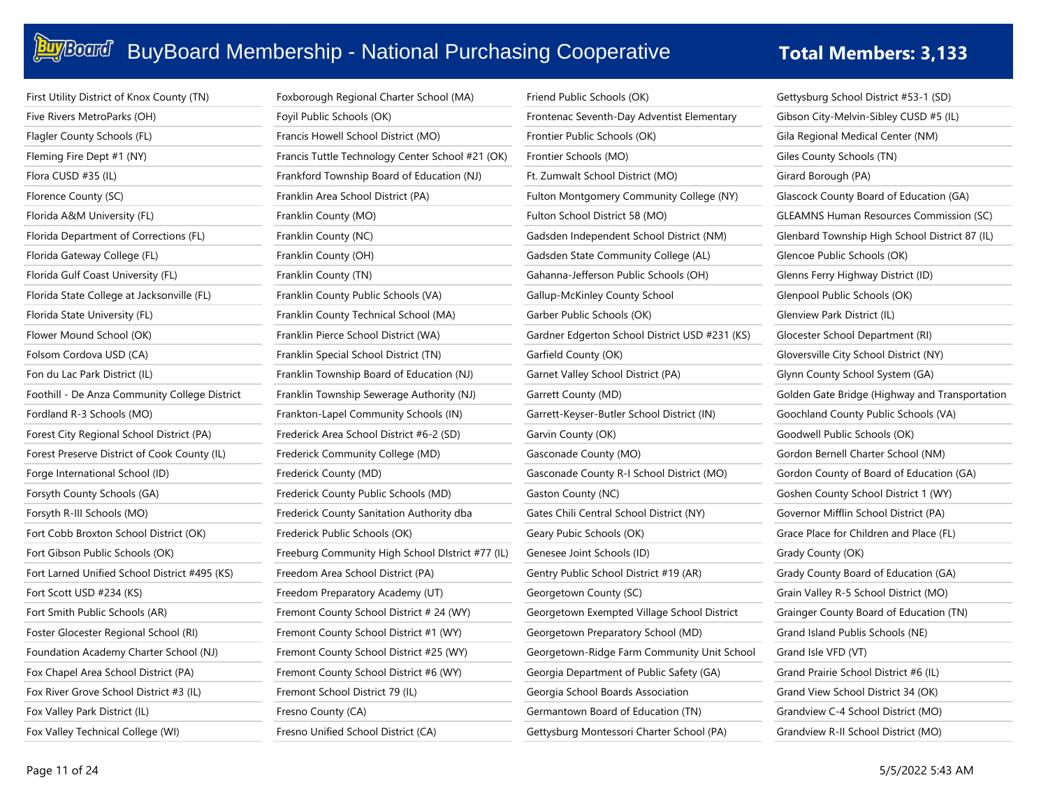# BuyBoard Membership - National Purchasing Cooperative

**Total Members: 3,133**

First Utility District of Knox County (TN)
Five Rivers MetroParks (OH)
Flagler County Schools (FL)
Fleming Fire Dept #1 (NY)
Flora CUSD #35 (IL)
Florence County (SC)
Florida A&M University (FL)
Florida Department of Corrections (FL)
Florida Gateway College (FL)
Florida Gulf Coast University (FL)
Florida State College at Jacksonville (FL)
Florida State University (FL)
Flower Mound School (OK)
Folsom Cordova USD (CA)
Fon du Lac Park District (IL)
Foothill - De Anza Community College District
Fordland R-3 Schools (MO)
Forest City Regional School District (PA)
Forest Preserve District of Cook County (IL)
Forge International School (ID)
Forsyth County Schools (GA)
Forsyth R-III Schools (MO)
Fort Cobb Broxton School District (OK)
Fort Gibson Public Schools (OK)
Fort Larned Unified School District #495 (KS)
Fort Scott USD #234 (KS)
Fort Smith Public Schools (AR)
Foster Glocester Regional School (RI)
Foundation Academy Charter School (NJ)
Fox Chapel Area School District (PA)
Fox River Grove School District #3 (IL)
Fox Valley Park District (IL)
Fox Valley Technical College (WI)
Foxborough Regional Charter School (MA)
Foyil Public Schools (OK)
Francis Howell School District (MO)
Francis Tuttle Technology Center School #21 (OK)
Frankford Township Board of Education (NJ)
Franklin Area School District (PA)
Franklin County (MO)
Franklin County (NC)
Franklin County (OH)
Franklin County (TN)
Franklin County Public Schools (VA)
Franklin County Technical School (MA)
Franklin Pierce School District (WA)
Franklin Special School District (TN)
Franklin Township Board of Education (NJ)
Franklin Township Sewerage Authority (NJ)
Frankton-Lapel Community Schools (IN)
Frederick Area School District #6-2 (SD)
Frederick Community College (MD)
Frederick County (MD)
Frederick County Public Schools (MD)
Frederick County Sanitation Authority dba
Frederick Public Schools (OK)
Freeburg Community High School DIstrict #77 (IL)
Freedom Area School District (PA)
Freedom Preparatory Academy (UT)
Fremont County School District # 24 (WY)
Fremont County School District #1 (WY)
Fremont County School District #25 (WY)
Fremont County School District #6 (WY)
Fremont School District 79 (IL)
Fresno County (CA)
Fresno Unified School District (CA)
Friend Public Schools (OK)
Frontenac Seventh-Day Adventist Elementary
Frontier Public Schools (OK)
Frontier Schools (MO)
Ft. Zumwalt School District (MO)
Fulton Montgomery Community College (NY)
Fulton School District 58 (MO)
Gadsden Independent School District (NM)
Gadsden State Community College (AL)
Gahanna-Jefferson Public Schools (OH)
Gallup-McKinley County School
Garber Public Schools (OK)
Gardner Edgerton School District USD #231 (KS)
Garfield County (OK)
Garnet Valley School District (PA)
Garrett County (MD)
Garrett-Keyser-Butler School District (IN)
Garvin County (OK)
Gasconade County (MO)
Gasconade County R-I School District (MO)
Gaston County (NC)
Gates Chili Central School District (NY)
Geary Pubic Schools (OK)
Genesee Joint Schools (ID)
Gentry Public School District #19 (AR)
Georgetown County (SC)
Georgetown Exempted Village School District
Georgetown Preparatory School (MD)
Georgetown-Ridge Farm Community Unit School
Georgia Department of Public Safety (GA)
Georgia School Boards Association
Germantown Board of Education (TN)
Gettysburg Montessori Charter School (PA)
Gettysburg School District #53-1 (SD)
Gibson City-Melvin-Sibley CUSD #5 (IL)
Gila Regional Medical Center (NM)
Giles County Schools (TN)
Girard Borough (PA)
Glascock County Board of Education (GA)
GLEAMNS Human Resources Commission (SC)
Glenbard Township High School District 87 (IL)
Glencoe Public Schools (OK)
Glenns Ferry Highway District (ID)
Glenpool Public Schools (OK)
Glenview Park District (IL)
Glocester School Department (RI)
Gloversville City School District (NY)
Glynn County School System (GA)
Golden Gate Bridge (Highway and Transportation
Goochland County Public Schools (VA)
Goodwell Public Schools (OK)
Gordon Bernell Charter School (NM)
Gordon County of Board of Education (GA)
Goshen County School District 1 (WY)
Governor Mifflin School District (PA)
Grace Place for Children and Place (FL)
Grady County (OK)
Grady County Board of Education (GA)
Grain Valley R-5 School District (MO)
Grainger County Board of Education (TN)
Grand Island Publis Schools (NE)
Grand Isle VFD (VT)
Grand Prairie School District #6 (IL)
Grand View School District 34 (OK)
Grandview C-4 School District (MO)
Grandview R-II School District (MO)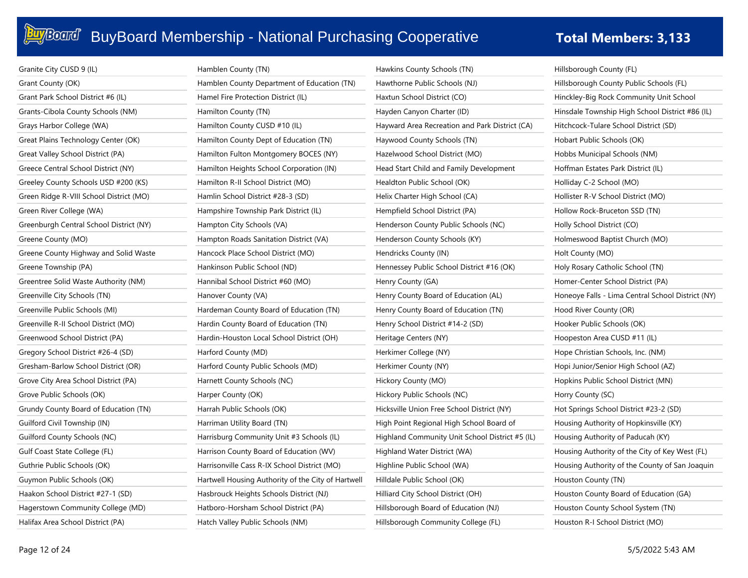# BuyBoard Membership - National Purchasing Cooperative

**Total Members: 3,133**

Granite City CUSD 9 (IL)
Grant County (OK)
Grant Park School District #6 (IL)
Grants-Cibola County Schools (NM)
Grays Harbor College (WA)
Great Plains Technology Center (OK)
Great Valley School District (PA)
Greece Central School District (NY)
Greeley County Schools USD #200 (KS)
Green Ridge R-VIII School District (MO)
Green River College (WA)
Greenburgh Central School District (NY)
Greene County (MO)
Greene County Highway and Solid Waste
Greene Township (PA)
Greentree Solid Waste Authority (NM)
Greenville City Schools (TN)
Greenville Public Schools (MI)
Greenville R-II School District (MO)
Greenwood School District (PA)
Gregory School District #26-4 (SD)
Gresham-Barlow School District (OR)
Grove City Area School District (PA)
Grove Public Schools (OK)
Grundy County Board of Education (TN)
Guilford Civil Township (IN)
Guilford County Schools (NC)
Gulf Coast State College (FL)
Guthrie Public Schools (OK)
Guymon Public Schools (OK)
Haakon School District #27-1 (SD)
Hagerstown Community College (MD)
Halifax Area School District (PA)

Hamblen County (TN)
Hamblen County Department of Education (TN)
Hamel Fire Protection District (IL)
Hamilton County (TN)
Hamilton County CUSD #10 (IL)
Hamilton County Dept of Education (TN)
Hamilton Fulton Montgomery BOCES (NY)
Hamilton Heights School Corporation (IN)
Hamilton R-II School District (MO)
Hamlin School District #28-3 (SD)
Hampshire Township Park District (IL)
Hampton City Schools (VA)
Hampton Roads Sanitation District (VA)
Hancock Place School District (MO)
Hankinson Public School (ND)
Hannibal School District #60 (MO)
Hanover County (VA)
Hardeman County Board of Education (TN)
Hardin County Board of Education (TN)
Hardin-Houston Local School District (OH)
Harford County (MD)
Harford County Public Schools (MD)
Harnett County Schools (NC)
Harper County (OK)
Harrah Public Schools (OK)
Harriman Utility Board (TN)
Harrisburg Community Unit #3 Schools (IL)
Harrison County Board of Education (WV)
Harrisonville Cass R-IX School District (MO)
Hartwell Housing Authority of the City of Hartwell
Hasbrouck Heights Schools District (NJ)
Hatboro-Horsham School District (PA)
Hatch Valley Public Schools (NM)

Hawkins County Schools (TN)
Hawthorne Public Schools (NJ)
Haxtun School District (CO)
Hayden Canyon Charter (ID)
Hayward Area Recreation and Park District (CA)
Haywood County Schools (TN)
Hazelwood School District (MO)
Head Start Child and Family Development
Healdton Public School (OK)
Helix Charter High School (CA)
Hempfield School District (PA)
Henderson County Public Schools (NC)
Henderson County Schools (KY)
Hendricks County (IN)
Hennessey Public School District #16 (OK)
Henry County (GA)
Henry County Board of Education (AL)
Henry County Board of Education (TN)
Henry School District #14-2 (SD)
Heritage Centers (NY)
Herkimer College (NY)
Herkimer County (NY)
Hickory County (MO)
Hickory Public Schools (NC)
Hicksville Union Free School District (NY)
High Point Regional High School Board of
Highland Community Unit School District #5 (IL)
Highland Water District (WA)
Highline Public School (WA)
Hilldale Public School (OK)
Hilliard City School District (OH)
Hillsborough Board of Education (NJ)
Hillsborough Community College (FL)

Hillsborough County (FL)
Hillsborough County Public Schools (FL)
Hinckley-Big Rock Community Unit School
Hinsdale Township High School District #86 (IL)
Hitchcock-Tulare School District (SD)
Hobart Public Schools (OK)
Hobbs Municipal Schools (NM)
Hoffman Estates Park District (IL)
Holliday C-2 School (MO)
Hollister R-V School District (MO)
Hollow Rock-Bruceton SSD (TN)
Holly School District (CO)
Holmeswood Baptist Church (MO)
Holt County (MO)
Holy Rosary Catholic School (TN)
Homer-Center School District (PA)
Honeoye Falls - Lima Central School District (NY)
Hood River County (OR)
Hooker Public Schools (OK)
Hoopeston Area CUSD #11 (IL)
Hope Christian Schools, Inc. (NM)
Hopi Junior/Senior High School (AZ)
Hopkins Public School District (MN)
Horry County (SC)
Hot Springs School District #23-2 (SD)
Housing Authority of Hopkinsville (KY)
Housing Authority of Paducah (KY)
Housing Authority of the City of Key West (FL)
Housing Authority of the County of San Joaquin
Houston County (TN)
Houston County Board of Education (GA)
Houston County School System (TN)
Houston R-I School District (MO)

5/5/2022 5:43 AM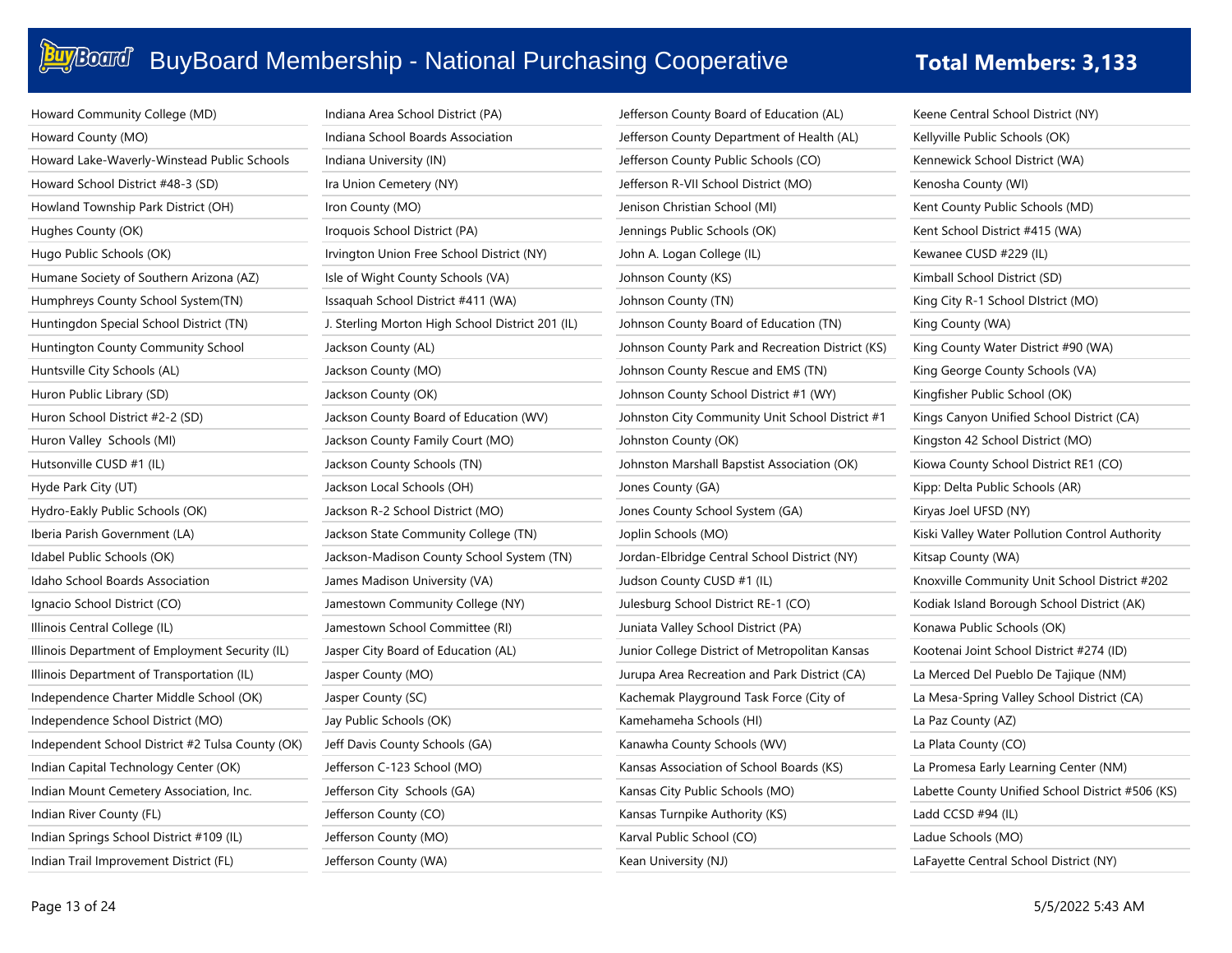# BuyBoard Membership - National Purchasing Cooperative

**Total Members: 3,133**

Howard Community College (MD)
Howard County (MO)
Howard Lake-Waverly-Winstead Public Schools
Howard School District #48-3 (SD)
Howland Township Park District (OH)
Hughes County (OK)
Hugo Public Schools (OK)
Humane Society of Southern Arizona (AZ)
Humphreys County School System(TN)
Huntingdon Special School District (TN)
Huntington County Community School
Huntsville City Schools (AL)
Huron Public Library (SD)
Huron School District #2-2 (SD)
Huron Valley  Schools (MI)
Hutsonville CUSD #1 (IL)
Hyde Park City (UT)
Hydro-Eakly Public Schools (OK)
Iberia Parish Government (LA)
Idabel Public Schools (OK)
Idaho School Boards Association
Ignacio School District (CO)
Illinois Central College (IL)
Illinois Department of Employment Security (IL)
Illinois Department of Transportation (IL)
Independence Charter Middle School (OK)
Independence School District (MO)
Independent School District #2 Tulsa County (OK)
Indian Capital Technology Center (OK)
Indian Mount Cemetery Association, Inc.
Indian River County (FL)
Indian Springs School District #109 (IL)
Indian Trail Improvement District (FL)
Indiana Area School District (PA)
Indiana School Boards Association
Indiana University (IN)
Ira Union Cemetery (NY)
Iron County (MO)
Iroquois School District (PA)
Irvington Union Free School District (NY)
Isle of Wight County Schools (VA)
Issaquah School District #411 (WA)
J. Sterling Morton High School District 201 (IL)
Jackson County (AL)
Jackson County (MO)
Jackson County (OK)
Jackson County Board of Education (WV)
Jackson County Family Court (MO)
Jackson County Schools (TN)
Jackson Local Schools (OH)
Jackson R-2 School District (MO)
Jackson State Community College (TN)
Jackson-Madison County School System (TN)
James Madison University (VA)
Jamestown Community College (NY)
Jamestown School Committee (RI)
Jasper City Board of Education (AL)
Jasper County (MO)
Jasper County (SC)
Jay Public Schools (OK)
Jeff Davis County Schools (GA)
Jefferson C-123 School (MO)
Jefferson City  Schools (GA)
Jefferson County (CO)
Jefferson County (MO)
Jefferson County (WA)
Jefferson County Board of Education (AL)
Jefferson County Department of Health (AL)
Jefferson County Public Schools (CO)
Jefferson R-VII School District (MO)
Jenison Christian School (MI)
Jennings Public Schools (OK)
John A. Logan College (IL)
Johnson County (KS)
Johnson County (TN)
Johnson County Board of Education (TN)
Johnson County Park and Recreation District (KS)
Johnson County Rescue and EMS (TN)
Johnson County School District #1 (WY)
Johnston City Community Unit School District #1
Johnston County (OK)
Johnston Marshall Bapstist Association (OK)
Jones County (GA)
Jones County School System (GA)
Joplin Schools (MO)
Jordan-Elbridge Central School District (NY)
Judson County CUSD #1 (IL)
Julesburg School District RE-1 (CO)
Juniata Valley School District (PA)
Junior College District of Metropolitan Kansas
Jurupa Area Recreation and Park District (CA)
Kachemak Playground Task Force (City of
Kamehameha Schools (HI)
Kanawha County Schools (WV)
Kansas Association of School Boards (KS)
Kansas City Public Schools (MO)
Kansas Turnpike Authority (KS)
Karval Public School (CO)
Kean University (NJ)
Keene Central School District (NY)
Kellyville Public Schools (OK)
Kennewick School District (WA)
Kenosha County (WI)
Kent County Public Schools (MD)
Kent School District #415 (WA)
Kewanee CUSD #229 (IL)
Kimball School District (SD)
King City R-1 School DIstrict (MO)
King County (WA)
King County Water District #90 (WA)
King George County Schools (VA)
Kingfisher Public School (OK)
Kings Canyon Unified School District (CA)
Kingston 42 School District (MO)
Kiowa County School District RE1 (CO)
Kipp: Delta Public Schools (AR)
Kiryas Joel UFSD (NY)
Kiski Valley Water Pollution Control Authority
Kitsap County (WA)
Knoxville Community Unit School District #202
Kodiak Island Borough School District (AK)
Konawa Public Schools (OK)
Kootenai Joint School District #274 (ID)
La Merced Del Pueblo De Tajique (NM)
La Mesa-Spring Valley School District (CA)
La Paz County (AZ)
La Plata County (CO)
La Promesa Early Learning Center (NM)
Labette County Unified School District #506 (KS)
Ladd CCSD #94 (IL)
Ladue Schools (MO)
LaFayette Central School District (NY)

5/5/2022 5:43 AM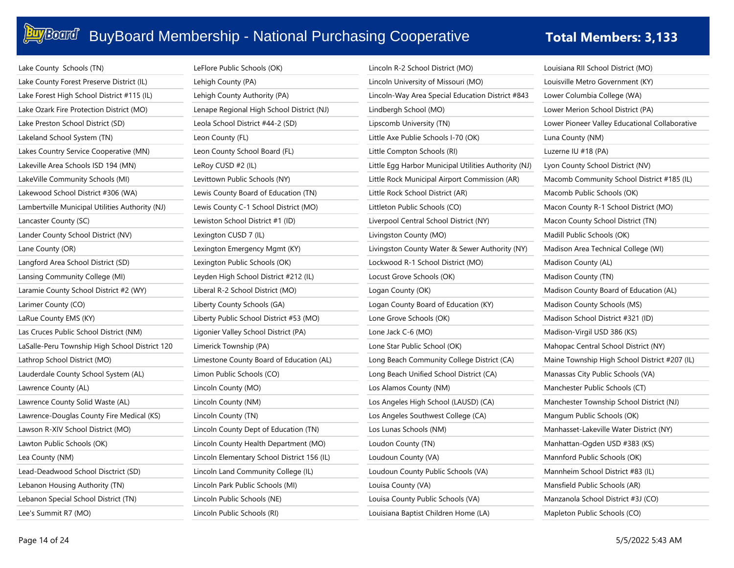# BuyBoard Membership - National Purchasing Cooperative

**Total Members: 3,133**

Lake County Schools (TN)
Lake County Forest Preserve District (IL)
Lake Forest High School District #115 (IL)
Lake Ozark Fire Protection District (MO)
Lake Preston School District (SD)
Lakeland School System (TN)
Lakes Country Service Cooperative (MN)
Lakeville Area Schools ISD 194 (MN)
LakeVille Community Schools (MI)
Lakewood School District #306 (WA)
Lambertville Municipal Utilities Authority (NJ)
Lancaster County (SC)
Lander County School District (NV)
Lane County (OR)
Langford Area School District (SD)
Lansing Community College (MI)
Laramie County School District #2 (WY)
Larimer County (CO)
LaRue County EMS (KY)
Las Cruces Public School District (NM)
LaSalle-Peru Township High School District 120
Lathrop School District (MO)
Lauderdale County School System (AL)
Lawrence County (AL)
Lawrence County Solid Waste (AL)
Lawrence-Douglas County Fire Medical (KS)
Lawson R-XIV School District (MO)
Lawton Public Schools (OK)
Lea County (NM)
Lead-Deadwood School Disctrict (SD)
Lebanon Housing Authority (TN)
Lebanon Special School District (TN)
Lee's Summit R7 (MO)
LeFlore Public Schools (OK)
Lehigh County (PA)
Lehigh County Authority (PA)
Lenape Regional High School District (NJ)
Leola School District #44-2 (SD)
Leon County (FL)
Leon County School Board (FL)
LeRoy CUSD #2 (IL)
Levittown Public Schools (NY)
Lewis County Board of Education (TN)
Lewis County C-1 School District (MO)
Lewiston School District #1 (ID)
Lexington CUSD 7 (IL)
Lexington Emergency Mgmt (KY)
Lexington Public Schools (OK)
Leyden High School District #212 (IL)
Liberal R-2 School District (MO)
Liberty County Schools (GA)
Liberty Public School District #53 (MO)
Ligonier Valley School District (PA)
Limerick Township (PA)
Limestone County Board of Education (AL)
Limon Public Schools (CO)
Lincoln County (MO)
Lincoln County (NM)
Lincoln County (TN)
Lincoln County Dept of Education (TN)
Lincoln County Health Department (MO)
Lincoln Elementary School District 156 (IL)
Lincoln Land Community College (IL)
Lincoln Park Public Schools (MI)
Lincoln Public Schools (NE)
Lincoln Public Schools (RI)
Lincoln R-2 School District (MO)
Lincoln University of Missouri (MO)
Lincoln-Way Area Special Education District #843
Lindbergh School (MO)
Lipscomb University (TN)
Little Axe Publie Schools I-70 (OK)
Little Compton Schools (RI)
Little Egg Harbor Municipal Utilities Authority (NJ)
Little Rock Municipal Airport Commission (AR)
Little Rock School District (AR)
Littleton Public Schools (CO)
Liverpool Central School District (NY)
Livingston County (MO)
Livingston County Water & Sewer Authority (NY)
Lockwood R-1 School District (MO)
Locust Grove Schools (OK)
Logan County (OK)
Logan County Board of Education (KY)
Lone Grove Schools (OK)
Lone Jack C-6 (MO)
Lone Star Public School (OK)
Long Beach Community College District (CA)
Long Beach Unified School District (CA)
Los Alamos County (NM)
Los Angeles High School (LAUSD) (CA)
Los Angeles Southwest College (CA)
Los Lunas Schools (NM)
Loudon County (TN)
Loudoun County (VA)
Loudoun County Public Schools (VA)
Louisa County (VA)
Louisa County Public Schools (VA)
Louisiana Baptist Children Home (LA)
Louisiana RII School District (MO)
Louisville Metro Government (KY)
Lower Columbia College (WA)
Lower Merion School District (PA)
Lower Pioneer Valley Educational Collaborative
Luna County (NM)
Luzerne IU #18 (PA)
Lyon County School District (NV)
Macomb Community School District #185 (IL)
Macomb Public Schools (OK)
Macon County R-1 School District (MO)
Macon County School District (TN)
Madill Public Schools (OK)
Madison Area Technical College (WI)
Madison County (AL)
Madison County (TN)
Madison County Board of Education (AL)
Madison County Schools (MS)
Madison School District #321 (ID)
Madison-Virgil USD 386 (KS)
Mahopac Central School District (NY)
Maine Township High School District #207 (IL)
Manassas City Public Schools (VA)
Manchester Public Schools (CT)
Manchester Township School District (NJ)
Mangum Public Schools (OK)
Manhasset-Lakeville Water District (NY)
Manhattan-Ogden USD #383 (KS)
Mannford Public Schools (OK)
Mannheim School District #83 (IL)
Mansfield Public Schools (AR)
Manzanola School District #3J (CO)
Mapleton Public Schools (CO)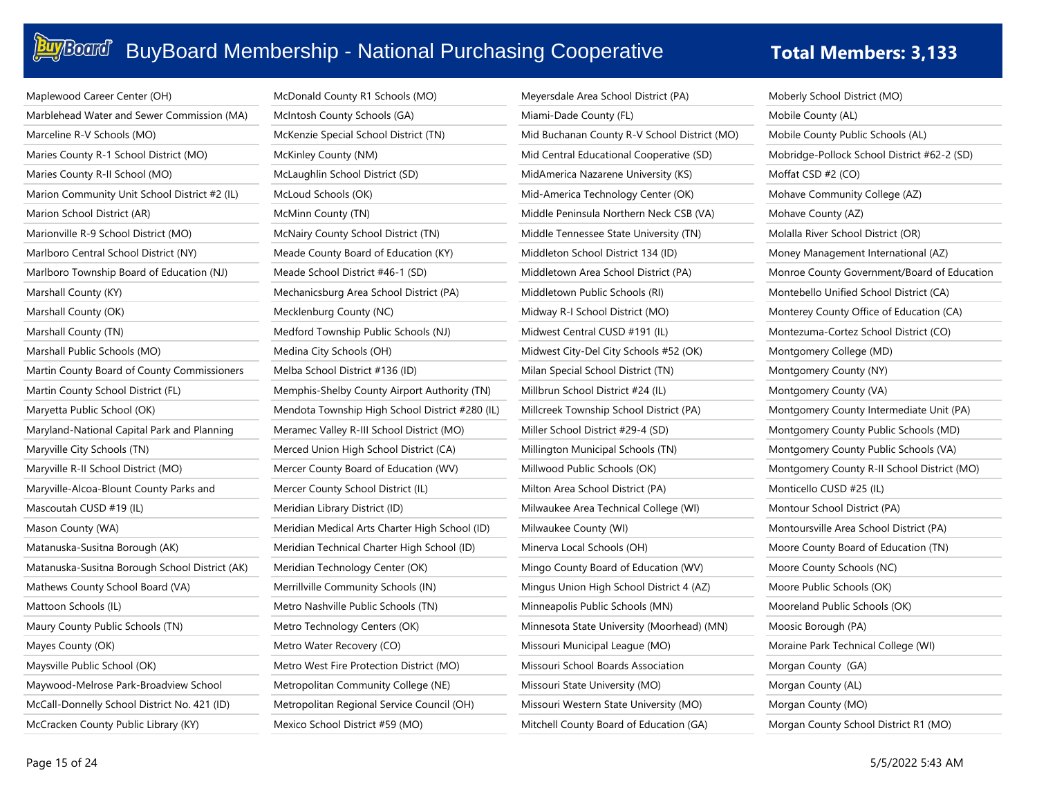# BuyBoard Membership - National Purchasing Cooperative

**Total Members: 3,133**

- Maplewood Career Center (OH)
- Marblehead Water and Sewer Commission (MA)
- Marceline R-V Schools (MO)
- Maries County R-1 School District (MO)
- Maries County R-II School (MO)
- Marion Community Unit School District #2 (IL)
- Marion School District (AR)
- Marionville R-9 School District (MO)
- Marlboro Central School District (NY)
- Marlboro Township Board of Education (NJ)
- Marshall County (KY)
- Marshall County (OK)
- Marshall County (TN)
- Marshall Public Schools (MO)
- Martin County Board of County Commissioners
- Martin County School District (FL)
- Maryetta Public School (OK)
- Maryland-National Capital Park and Planning
- Maryville City Schools (TN)
- Maryville R-II School District (MO)
- Maryville-Alcoa-Blount County Parks and
- Mascoutah CUSD #19 (IL)
- Mason County (WA)
- Matanuska-Susitna Borough (AK)
- Matanuska-Susitna Borough School District (AK)
- Mathews County School Board (VA)
- Mattoon Schools (IL)
- Maury County Public Schools (TN)
- Mayes County (OK)
- Maysville Public School (OK)
- Maywood-Melrose Park-Broadview School
- McCall-Donnelly School District No. 421 (ID)
- McCracken County Public Library (KY)
- McDonald County R1 Schools (MO)
- McIntosh County Schools (GA)
- McKenzie Special School District (TN)
- McKinley County (NM)
- McLaughlin School District (SD)
- McLoud Schools (OK)
- McMinn County (TN)
- McNairy County School District (TN)
- Meade County Board of Education (KY)
- Meade School District #46-1 (SD)
- Mechanicsburg Area School District (PA)
- Mecklenburg County (NC)
- Medford Township Public Schools (NJ)
- Medina City Schools (OH)
- Melba School District #136 (ID)
- Memphis-Shelby County Airport Authority (TN)
- Mendota Township High School District #280 (IL)
- Meramec Valley R-III School District (MO)
- Merced Union High School District (CA)
- Mercer County Board of Education (WV)
- Mercer County School District (IL)
- Meridian Library District (ID)
- Meridian Medical Arts Charter High School (ID)
- Meridian Technical Charter High School (ID)
- Meridian Technology Center (OK)
- Merrillville Community Schools (IN)
- Metro Nashville Public Schools (TN)
- Metro Technology Centers (OK)
- Metro Water Recovery (CO)
- Metro West Fire Protection District (MO)
- Metropolitan Community College (NE)
- Metropolitan Regional Service Council (OH)
- Mexico School District #59 (MO)
- Meyersdale Area School District (PA)
- Miami-Dade County (FL)
- Mid Buchanan County R-V School District (MO)
- Mid Central Educational Cooperative (SD)
- MidAmerica Nazarene University (KS)
- Mid-America Technology Center (OK)
- Middle Peninsula Northern Neck CSB (VA)
- Middle Tennessee State University (TN)
- Middleton School District 134 (ID)
- Middletown Area School District (PA)
- Middletown Public Schools (RI)
- Midway R-I School District (MO)
- Midwest Central CUSD #191 (IL)
- Midwest City-Del City Schools #52 (OK)
- Milan Special School District (TN)
- Millbrun School District #24 (IL)
- Millcreek Township School District (PA)
- Miller School District #29-4 (SD)
- Millington Municipal Schools (TN)
- Millwood Public Schools (OK)
- Milton Area School District (PA)
- Milwaukee Area Technical College (WI)
- Milwaukee County (WI)
- Minerva Local Schools (OH)
- Mingo County Board of Education (WV)
- Mingus Union High School District 4 (AZ)
- Minneapolis Public Schools (MN)
- Minnesota State University (Moorhead) (MN)
- Missouri Municipal League (MO)
- Missouri School Boards Association
- Missouri State University (MO)
- Missouri Western State University (MO)
- Mitchell County Board of Education (GA)
- Moberly School District (MO)
- Mobile County (AL)
- Mobile County Public Schools (AL)
- Mobridge-Pollock School District #62-2 (SD)
- Moffat CSD #2 (CO)
- Mohave Community College (AZ)
- Mohave County (AZ)
- Molalla River School District (OR)
- Money Management International (AZ)
- Monroe County Government/Board of Education
- Montebello Unified School District (CA)
- Monterey County Office of Education (CA)
- Montezuma-Cortez School District (CO)
- Montgomery College (MD)
- Montgomery County (NY)
- Montgomery County (VA)
- Montgomery County Intermediate Unit (PA)
- Montgomery County Public Schools (MD)
- Montgomery County Public Schools (VA)
- Montgomery County R-II School District (MO)
- Monticello CUSD #25 (IL)
- Montour School District (PA)
- Montoursville Area School District (PA)
- Moore County Board of Education (TN)
- Moore County Schools (NC)
- Moore Public Schools (OK)
- Mooreland Public Schools (OK)
- Moosic Borough (PA)
- Moraine Park Technical College (WI)
- Morgan County (GA)
- Morgan County (AL)
- Morgan County (MO)
- Morgan County School District R1 (MO)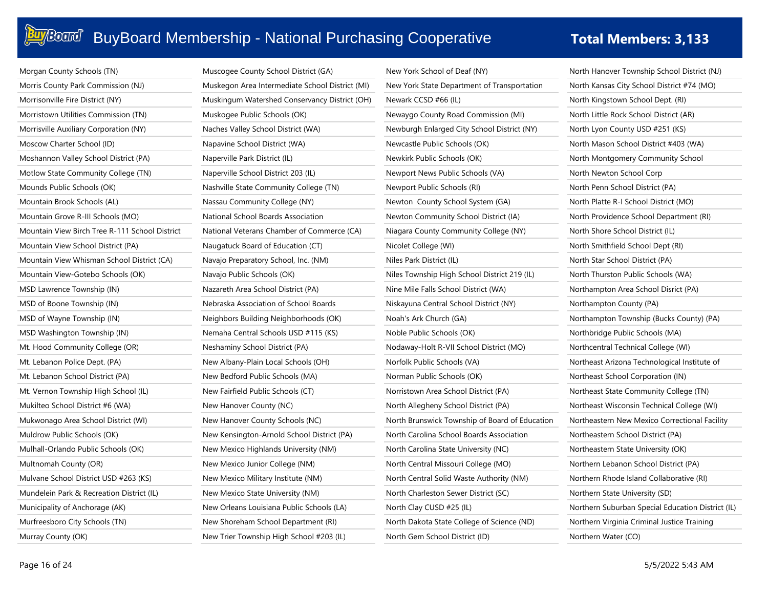# BuyBoard Membership - National Purchasing Cooperative

**Total Members: 3,133**

Morgan County Schools (TN)
Morris County Park Commission (NJ)
Morrisonville Fire District (NY)
Morristown Utilities Commission (TN)
Morrisville Auxiliary Corporation (NY)
Moscow Charter School (ID)
Moshannon Valley School District (PA)
Motlow State Community College (TN)
Mounds Public Schools (OK)
Mountain Brook Schools (AL)
Mountain Grove R-III Schools (MO)
Mountain View Birch Tree R-111 School District
Mountain View School District (PA)
Mountain View Whisman School District (CA)
Mountain View-Gotebo Schools (OK)
MSD Lawrence Township (IN)
MSD of Boone Township (IN)
MSD of Wayne Township (IN)
MSD Washington Township (IN)
Mt. Hood Community College (OR)
Mt. Lebanon Police Dept. (PA)
Mt. Lebanon School District (PA)
Mt. Vernon Township High School (IL)
Mukilteo School District #6 (WA)
Mukwonago Area School District (WI)
Muldrow Public Schools (OK)
Mulhall-Orlando Public Schools (OK)
Multnomah County (OR)
Mulvane School District USD #263 (KS)
Mundelein Park & Recreation District (IL)
Municipality of Anchorage (AK)
Murfreesboro City Schools (TN)
Murray County (OK)
Muscogee County School District (GA)
Muskegon Area Intermediate School District (MI)
Muskingum Watershed Conservancy District (OH)
Muskogee Public Schools (OK)
Naches Valley School District (WA)
Napavine School District (WA)
Naperville Park District (IL)
Naperville School District 203 (IL)
Nashville State Community College (TN)
Nassau Community College (NY)
National School Boards Association
National Veterans Chamber of Commerce (CA)
Naugatuck Board of Education (CT)
Navajo Preparatory School, Inc. (NM)
Navajo Public Schools (OK)
Nazareth Area School District (PA)
Nebraska Association of School Boards
Neighbors Building Neighborhoods (OK)
Nemaha Central Schools USD #115 (KS)
Neshaminy School District (PA)
New Albany-Plain Local Schools (OH)
New Bedford Public Schools (MA)
New Fairfield Public Schools (CT)
New Hanover County (NC)
New Hanover County Schools (NC)
New Kensington-Arnold School District (PA)
New Mexico Highlands University (NM)
New Mexico Junior College (NM)
New Mexico Military Institute (NM)
New Mexico State University (NM)
New Orleans Louisiana Public Schools (LA)
New Shoreham School Department (RI)
New Trier Township High School #203 (IL)
New York School of Deaf (NY)
New York State Department of Transportation
Newark CCSD #66 (IL)
Newaygo County Road Commission (MI)
Newburgh Enlarged City School District (NY)
Newcastle Public Schools (OK)
Newkirk Public Schools (OK)
Newport News Public Schools (VA)
Newport Public Schools (RI)
Newton  County School System (GA)
Newton Community School District (IA)
Niagara County Community College (NY)
Nicolet College (WI)
Niles Park District (IL)
Niles Township High School District 219 (IL)
Nine Mile Falls School District (WA)
Niskayuna Central School District (NY)
Noah's Ark Church (GA)
Noble Public Schools (OK)
Nodaway-Holt R-VII School District (MO)
Norfolk Public Schools (VA)
Norman Public Schools (OK)
Norristown Area School District (PA)
North Allegheny School District (PA)
North Brunswick Township of Board of Education
North Carolina School Boards Association
North Carolina State University (NC)
North Central Missouri College (MO)
North Central Solid Waste Authority (NM)
North Charleston Sewer District (SC)
North Clay CUSD #25 (IL)
North Dakota State College of Science (ND)
North Gem School District (ID)
North Hanover Township School District (NJ)
North Kansas City School District #74 (MO)
North Kingstown School Dept. (RI)
North Little Rock School District (AR)
North Lyon County USD #251 (KS)
North Mason School District #403 (WA)
North Montgomery Community School
North Newton School Corp
North Penn School District (PA)
North Platte R-I School District (MO)
North Providence School Department (RI)
North Shore School District (IL)
North Smithfield School Dept (RI)
North Star School District (PA)
North Thurston Public Schools (WA)
Northampton Area School Disrict (PA)
Northampton County (PA)
Northampton Township (Bucks County) (PA)
Northbridge Public Schools (MA)
Northcentral Technical College (WI)
Northeast Arizona Technological Institute of
Northeast School Corporation (IN)
Northeast State Community College (TN)
Northeast Wisconsin Technical College (WI)
Northeastern New Mexico Correctional Facility
Northeastern School District (PA)
Northeastern State University (OK)
Northern Lebanon School District (PA)
Northern Rhode Island Collaborative (RI)
Northern State University (SD)
Northern Suburban Special Education District (IL)
Northern Virginia Criminal Justice Training
Northern Water (CO)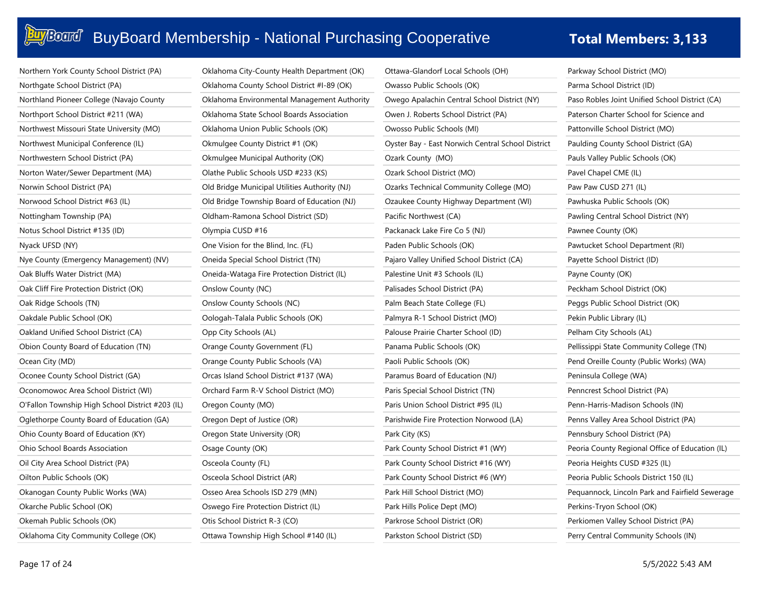# BuyBoard Membership - National Purchasing Cooperative

**Total Members: 3,133**

Northern York County School District (PA)
Northgate School District (PA)
Northland Pioneer College (Navajo County
Northport School District #211 (WA)
Northwest Missouri State University (MO)
Northwest Municipal Conference (IL)
Northwestern School District (PA)
Norton Water/Sewer Department (MA)
Norwin School District (PA)
Norwood School District #63 (IL)
Nottingham Township (PA)
Notus School District #135 (ID)
Nyack UFSD (NY)
Nye County (Emergency Management) (NV)
Oak Bluffs Water District (MA)
Oak Cliff Fire Protection District (OK)
Oak Ridge Schools (TN)
Oakdale Public School (OK)
Oakland Unified School District (CA)
Obion County Board of Education (TN)
Ocean City (MD)
Oconee County School District (GA)
Oconomowoc Area School District (WI)
O'Fallon Township High School District #203 (IL)
Oglethorpe County Board of Education (GA)
Ohio County Board of Education (KY)
Ohio School Boards Association
Oil City Area School District (PA)
Oilton Public Schools (OK)
Okanogan County Public Works (WA)
Okarche Public School (OK)
Okemah Public Schools (OK)
Oklahoma City Community College (OK)
Oklahoma City-County Health Department (OK)
Oklahoma County School District #I-89 (OK)
Oklahoma Environmental Management Authority
Oklahoma State School Boards Association
Oklahoma Union Public Schools (OK)
Okmulgee County District #1 (OK)
Okmulgee Municipal Authority (OK)
Olathe Public Schools USD #233 (KS)
Old Bridge Municipal Utilities Authority (NJ)
Old Bridge Township Board of Education (NJ)
Oldham-Ramona School District (SD)
Olympia CUSD #16
One Vision for the Blind, Inc. (FL)
Oneida Special School District (TN)
Oneida-Wataga Fire Protection District (IL)
Onslow County (NC)
Onslow County Schools (NC)
Oologah-Talala Public Schools (OK)
Opp City Schools (AL)
Orange County Government (FL)
Orange County Public Schools (VA)
Orcas Island School District #137 (WA)
Orchard Farm R-V School District (MO)
Oregon County (MO)
Oregon Dept of Justice (OR)
Oregon State University (OR)
Osage County (OK)
Osceola County (FL)
Osceola School District (AR)
Osseo Area Schools ISD 279 (MN)
Oswego Fire Protection District (IL)
Otis School District R-3 (CO)
Ottawa Township High School #140 (IL)
Ottawa-Glandorf Local Schools (OH)
Owasso Public Schools (OK)
Owego Apalachin Central School District (NY)
Owen J. Roberts School District (PA)
Owosso Public Schools (MI)
Oyster Bay - East Norwich Central School District
Ozark County (MO)
Ozark School District (MO)
Ozarks Technical Community College (MO)
Ozaukee County Highway Department (WI)
Pacific Northwest (CA)
Packanack Lake Fire Co 5 (NJ)
Paden Public Schools (OK)
Pajaro Valley Unified School District (CA)
Palestine Unit #3 Schools (IL)
Palisades School District (PA)
Palm Beach State College (FL)
Palmyra R-1 School District (MO)
Palouse Prairie Charter School (ID)
Panama Public Schools (OK)
Paoli Public Schools (OK)
Paramus Board of Education (NJ)
Paris Special School District (TN)
Paris Union School District #95 (IL)
Parishwide Fire Protection Norwood (LA)
Park City (KS)
Park County School District #1 (WY)
Park County School District #16 (WY)
Park County School District #6 (WY)
Park Hill School District (MO)
Park Hills Police Dept (MO)
Parkrose School District (OR)
Parkston School District (SD)
Parkway School District (MO)
Parma School District (ID)
Paso Robles Joint Unified School District (CA)
Paterson Charter School for Science and
Pattonville School District (MO)
Paulding County School District (GA)
Pauls Valley Public Schools (OK)
Pavel Chapel CME (IL)
Paw Paw CUSD 271 (IL)
Pawhuska Public Schools (OK)
Pawling Central School District (NY)
Pawnee County (OK)
Pawtucket School Department (RI)
Payette School District (ID)
Payne County (OK)
Peckham School District (OK)
Peggs Public School District (OK)
Pekin Public Library (IL)
Pelham City Schools (AL)
Pellissippi State Community College (TN)
Pend Oreille County (Public Works) (WA)
Peninsula College (WA)
Penncrest School District (PA)
Penn-Harris-Madison Schools (IN)
Penns Valley Area School District (PA)
Pennsbury School District (PA)
Peoria County Regional Office of Education (IL)
Peoria Heights CUSD #325 (IL)
Peoria Public Schools District 150 (IL)
Pequannock, Lincoln Park and Fairfield Sewerage
Perkins-Tryon School (OK)
Perkiomen Valley School District (PA)
Perry Central Community Schools (IN)

5/5/2022 5:43 AM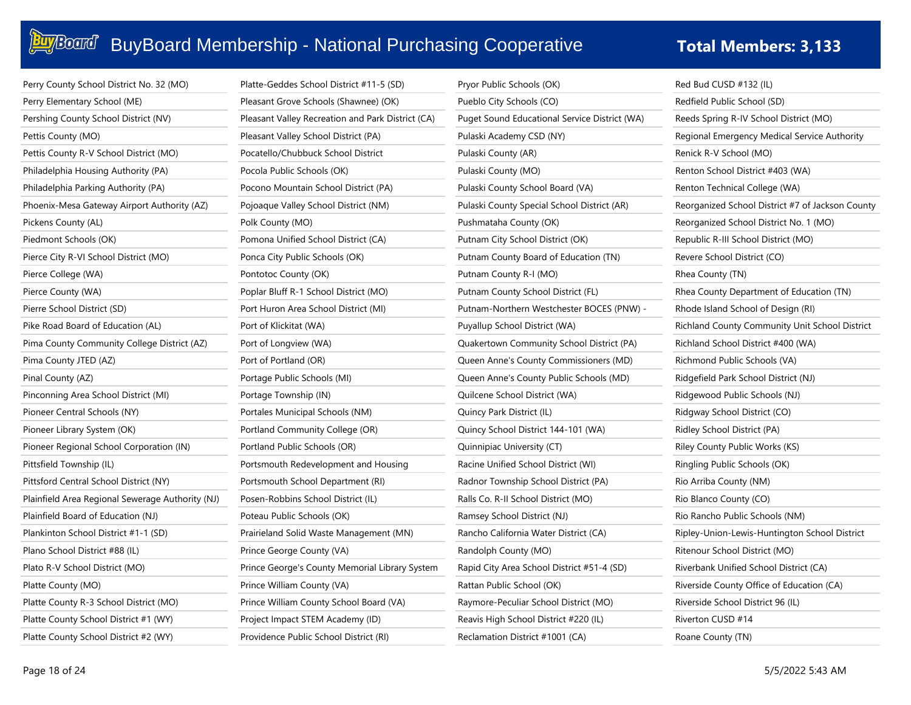# BuyBoard Membership - National Purchasing Cooperative

**Total Members: 3,133**

Perry County School District No. 32 (MO)
Perry Elementary School (ME)
Pershing County School District (NV)
Pettis County (MO)
Pettis County R-V School District (MO)
Philadelphia Housing Authority (PA)
Philadelphia Parking Authority (PA)
Phoenix-Mesa Gateway Airport Authority (AZ)
Pickens County (AL)
Piedmont Schools (OK)
Pierce City R-VI School District (MO)
Pierce College (WA)
Pierce County (WA)
Pierre School District (SD)
Pike Road Board of Education (AL)
Pima County Community College District (AZ)
Pima County JTED (AZ)
Pinal County (AZ)
Pinconning Area School District (MI)
Pioneer Central Schools (NY)
Pioneer Library System (OK)
Pioneer Regional School Corporation (IN)
Pittsfield Township (IL)
Pittsford Central School District (NY)
Plainfield Area Regional Sewerage Authority (NJ)
Plainfield Board of Education (NJ)
Plankinton School District #1-1 (SD)
Plano School District #88 (IL)
Plato R-V School District (MO)
Platte County (MO)
Platte County R-3 School District (MO)
Platte County School District #1 (WY)
Platte County School District #2 (WY)
Platte-Geddes School District #11-5 (SD)
Pleasant Grove Schools (Shawnee) (OK)
Pleasant Valley Recreation and Park District (CA)
Pleasant Valley School District (PA)
Pocatello/Chubbuck School District
Pocola Public Schools (OK)
Pocono Mountain School District (PA)
Pojoaque Valley School District (NM)
Polk County (MO)
Pomona Unified School District (CA)
Ponca City Public Schools (OK)
Pontotoc County (OK)
Poplar Bluff R-1 School District (MO)
Port Huron Area School District (MI)
Port of Klickitat (WA)
Port of Longview (WA)
Port of Portland (OR)
Portage Public Schools (MI)
Portage Township (IN)
Portales Municipal Schools (NM)
Portland Community College (OR)
Portland Public Schools (OR)
Portsmouth Redevelopment and Housing
Portsmouth School Department (RI)
Posen-Robbins School District (IL)
Poteau Public Schools (OK)
Prairieland Solid Waste Management (MN)
Prince George County (VA)
Prince George's County Memorial Library System
Prince William County (VA)
Prince William County School Board (VA)
Project Impact STEM Academy (ID)
Providence Public School District (RI)
Pryor Public Schools (OK)
Pueblo City Schools (CO)
Puget Sound Educational Service District (WA)
Pulaski Academy CSD (NY)
Pulaski County (AR)
Pulaski County (MO)
Pulaski County School Board (VA)
Pulaski County Special School District (AR)
Pushmataha County (OK)
Putnam City School District (OK)
Putnam County Board of Education (TN)
Putnam County R-I (MO)
Putnam County School District (FL)
Putnam-Northern Westchester BOCES (PNW) -
Puyallup School District (WA)
Quakertown Community School District (PA)
Queen Anne's County Commissioners (MD)
Queen Anne's County Public Schools (MD)
Quilcene School District (WA)
Quincy Park District (IL)
Quincy School District 144-101 (WA)
Quinnipiac University (CT)
Racine Unified School District (WI)
Radnor Township School District (PA)
Ralls Co. R-II School District (MO)
Ramsey School District (NJ)
Rancho California Water District (CA)
Randolph County (MO)
Rapid City Area School District #51-4 (SD)
Rattan Public School (OK)
Raymore-Peculiar School District (MO)
Reavis High School District #220 (IL)
Reclamation District #1001 (CA)
Red Bud CUSD #132 (IL)
Redfield Public School (SD)
Reeds Spring R-IV School District (MO)
Regional Emergency Medical Service Authority
Renick R-V School (MO)
Renton School District #403 (WA)
Renton Technical College (WA)
Reorganized School District #7 of Jackson County
Reorganized School District No. 1 (MO)
Republic R-III School District (MO)
Revere School District (CO)
Rhea County (TN)
Rhea County Department of Education (TN)
Rhode Island School of Design (RI)
Richland County Community Unit School District
Richland School District #400 (WA)
Richmond Public Schools (VA)
Ridgefield Park School District (NJ)
Ridgewood Public Schools (NJ)
Ridgway School District (CO)
Ridley School District (PA)
Riley County Public Works (KS)
Ringling Public Schools (OK)
Rio Arriba County (NM)
Rio Blanco County (CO)
Rio Rancho Public Schools (NM)
Ripley-Union-Lewis-Huntington School District
Ritenour School District (MO)
Riverbank Unified School District (CA)
Riverside County Office of Education (CA)
Riverside School District 96 (IL)
Riverton CUSD #14
Roane County (TN)

5/5/2022 5:43 AM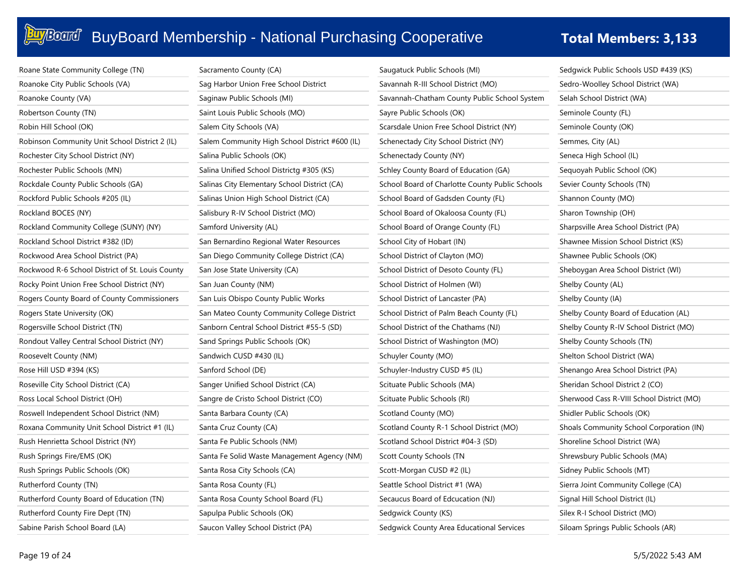# BuyBoard Membership - National Purchasing Cooperative

**Total Members: 3,133**

Roane State Community College (TN)
Roanoke City Public Schools (VA)
Roanoke County (VA)
Robertson County (TN)
Robin Hill School (OK)
Robinson Community Unit School District 2 (IL)
Rochester City School District (NY)
Rochester Public Schools (MN)
Rockdale County Public Schools (GA)
Rockford Public Schools #205 (IL)
Rockland BOCES (NY)
Rockland Community College (SUNY) (NY)
Rockland School District #382 (ID)
Rockwood Area School District (PA)
Rockwood R-6 School District of St. Louis County
Rocky Point Union Free School District (NY)
Rogers County Board of County Commissioners
Rogers State University (OK)
Rogersville School District (TN)
Rondout Valley Central School District (NY)
Roosevelt County (NM)
Rose Hill USD #394 (KS)
Roseville City School District (CA)
Ross Local School District (OH)
Roswell Independent School District (NM)
Roxana Community Unit School District #1 (IL)
Rush Henrietta School District (NY)
Rush Springs Fire/EMS (OK)
Rush Springs Public Schools (OK)
Rutherford County (TN)
Rutherford County Board of Education (TN)
Rutherford County Fire Dept (TN)
Sabine Parish School Board (LA)
Sacramento County (CA)
Sag Harbor Union Free School District
Saginaw Public Schools (MI)
Saint Louis Public Schools (MO)
Salem City Schools (VA)
Salem Community High School District #600 (IL)
Salina Public Schools (OK)
Salina Unified School Districtg #305 (KS)
Salinas City Elementary School District (CA)
Salinas Union High School District (CA)
Salisbury R-IV School District (MO)
Samford University (AL)
San Bernardino Regional Water Resources
San Diego Community College District (CA)
San Jose State University (CA)
San Juan County (NM)
San Luis Obispo County Public Works
San Mateo County Community College District
Sanborn Central School District #55-5 (SD)
Sand Springs Public Schools (OK)
Sandwich CUSD #430 (IL)
Sanford School (DE)
Sanger Unified School District (CA)
Sangre de Cristo School District (CO)
Santa Barbara County (CA)
Santa Cruz County (CA)
Santa Fe Public Schools (NM)
Santa Fe Solid Waste Management Agency (NM)
Santa Rosa City Schools (CA)
Santa Rosa County (FL)
Santa Rosa County School Board (FL)
Sapulpa Public Schools (OK)
Saucon Valley School District (PA)
Saugatuck Public Schools (MI)
Savannah R-III School District (MO)
Savannah-Chatham County Public School System
Sayre Public Schools (OK)
Scarsdale Union Free School District (NY)
Schenectady City School District (NY)
Schenectady County (NY)
Schley County Board of Education (GA)
School Board of Charlotte County Public Schools
School Board of Gadsden County (FL)
School Board of Okaloosa County (FL)
School Board of Orange County (FL)
School City of Hobart (IN)
School District of Clayton (MO)
School District of Desoto County (FL)
School District of Holmen (WI)
School District of Lancaster (PA)
School District of Palm Beach County (FL)
School District of the Chathams (NJ)
School District of Washington (MO)
Schuyler County (MO)
Schuyler-Industry CUSD #5 (IL)
Scituate Public Schools (MA)
Scituate Public Schools (RI)
Scotland County (MO)
Scotland County R-1 School District (MO)
Scotland School District #04-3 (SD)
Scott County Schools (TN
Scott-Morgan CUSD #2 (IL)
Seattle School District #1 (WA)
Secaucus Board of Edcucation (NJ)
Sedgwick County (KS)
Sedgwick County Area Educational Services
Sedgwick Public Schools USD #439 (KS)
Sedro-Woolley School District (WA)
Selah School District (WA)
Seminole County (FL)
Seminole County (OK)
Semmes, City (AL)
Seneca High School (IL)
Sequoyah Public School (OK)
Sevier County Schools (TN)
Shannon County (MO)
Sharon Township (OH)
Sharpsville Area School District (PA)
Shawnee Mission School District (KS)
Shawnee Public Schools (OK)
Sheboygan Area School District (WI)
Shelby County (AL)
Shelby County (IA)
Shelby County Board of Education (AL)
Shelby County R-IV School District (MO)
Shelby County Schools (TN)
Shelton School District (WA)
Shenango Area School District (PA)
Sheridan School District 2 (CO)
Sherwood Cass R-VIII School District (MO)
Shidler Public Schools (OK)
Shoals Community School Corporation (IN)
Shoreline School District (WA)
Shrewsbury Public Schools (MA)
Sidney Public Schools (MT)
Sierra Joint Community College (CA)
Signal Hill School District (IL)
Silex R-I School District (MO)
Siloam Springs Public Schools (AR)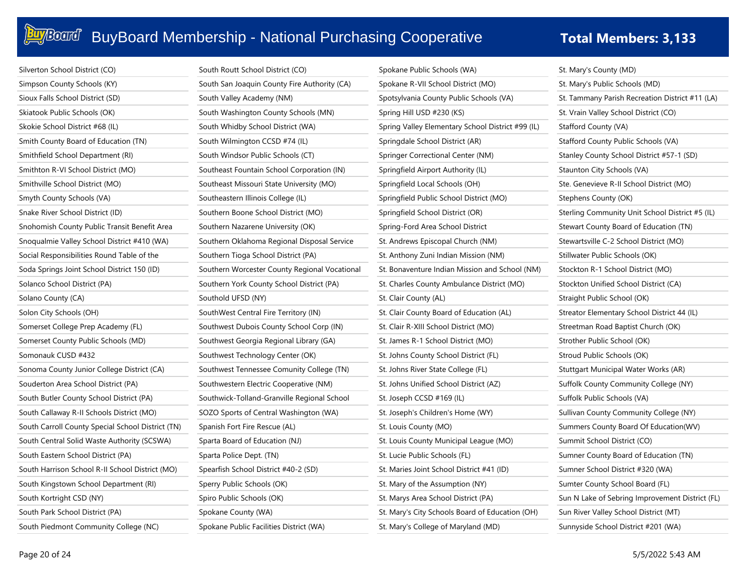# BuyBoard Membership - National Purchasing Cooperative

**Total Members: 3,133**

Silverton School District (CO)
Simpson County Schools (KY)
Sioux Falls School District (SD)
Skiatook Public Schools (OK)
Skokie School District #68 (IL)
Smith County Board of Education (TN)
Smithfield School Department (RI)
Smithton R-VI School District (MO)
Smithville School District (MO)
Smyth County Schools (VA)
Snake River School District (ID)
Snohomish County Public Transit Benefit Area
Snoqualmie Valley School District #410 (WA)
Social Responsibilities Round Table of the
Soda Springs Joint School District 150 (ID)
Solanco School District (PA)
Solano County (CA)
Solon City Schools (OH)
Somerset College Prep Academy (FL)
Somerset County Public Schools (MD)
Somonauk CUSD #432
Sonoma County Junior College District (CA)
Souderton Area School District (PA)
South Butler County School District (PA)
South Callaway R-II Schools District (MO)
South Carroll County Special School District (TN)
South Central Solid Waste Authority (SCSWA)
South Eastern School District (PA)
South Harrison School R-II School District (MO)
South Kingstown School Department (RI)
South Kortright CSD (NY)
South Park School District (PA)
South Piedmont Community College (NC)
South Routt School District (CO)
South San Joaquin County Fire Authority (CA)
South Valley Academy (NM)
South Washington County Schools (MN)
South Whidby School District (WA)
South Wilmington CCSD #74 (IL)
South Windsor Public Schools (CT)
Southeast Fountain School Corporation (IN)
Southeast Missouri State University (MO)
Southeastern Illinois College (IL)
Southern Boone School District (MO)
Southern Nazarene University (OK)
Southern Oklahoma Regional Disposal Service
Southern Tioga School District (PA)
Southern Worcester County Regional Vocational
Southern York County School District (PA)
Southold UFSD (NY)
SouthWest Central Fire Territory (IN)
Southwest Dubois County School Corp (IN)
Southwest Georgia Regional Library (GA)
Southwest Technology Center (OK)
Southwest Tennessee Comunity College (TN)
Southwestern Electric Cooperative (NM)
Southwick-Tolland-Granville Regional School
SOZO Sports of Central Washington (WA)
Spanish Fort Fire Rescue (AL)
Sparta Board of Education (NJ)
Sparta Police Dept. (TN)
Spearfish School District #40-2 (SD)
Sperry Public Schools (OK)
Spiro Public Schools (OK)
Spokane County (WA)
Spokane Public Facilities District (WA)
Spokane Public Schools (WA)
Spokane R-VII School District (MO)
Spotsylvania County Public Schools (VA)
Spring Hill USD #230 (KS)
Spring Valley Elementary School District #99 (IL)
Springdale School District (AR)
Springer Correctional Center (NM)
Springfield Airport Authority (IL)
Springfield Local Schools (OH)
Springfield Public School District (MO)
Springfield School District (OR)
Spring-Ford Area School District
St. Andrews Episcopal Church (NM)
St. Anthony Zuni Indian Mission (NM)
St. Bonaventure Indian Mission and School (NM)
St. Charles County Ambulance District (MO)
St. Clair County (AL)
St. Clair County Board of Education (AL)
St. Clair R-XIII School District (MO)
St. James R-1 School District (MO)
St. Johns County School District (FL)
St. Johns River State College (FL)
St. Johns Unified School District (AZ)
St. Joseph CCSD #169 (IL)
St. Joseph's Children's Home (WY)
St. Louis County (MO)
St. Louis County Municipal League (MO)
St. Lucie Public Schools (FL)
St. Maries Joint School District #41 (ID)
St. Mary of the Assumption (NY)
St. Marys Area School District (PA)
St. Mary's City Schools Board of Education (OH)
St. Mary's College of Maryland (MD)
St. Mary's County (MD)
St. Mary's Public Schools (MD)
St. Tammany Parish Recreation District #11 (LA)
St. Vrain Valley School District (CO)
Stafford County (VA)
Stafford County Public Schools (VA)
Stanley County School District #57-1 (SD)
Staunton City Schools (VA)
Ste. Genevieve R-II School District (MO)
Stephens County (OK)
Sterling Community Unit School District #5 (IL)
Stewart County Board of Education (TN)
Stewartsville C-2 School District (MO)
Stillwater Public Schools (OK)
Stockton R-1 School District (MO)
Stockton Unified School District (CA)
Straight Public School (OK)
Streator Elementary School District 44 (IL)
Streetman Road Baptist Church (OK)
Strother Public School (OK)
Stroud Public Schools (OK)
Stuttgart Municipal Water Works (AR)
Suffolk County Community College (NY)
Suffolk Public Schools (VA)
Sullivan County Community College (NY)
Summers County Board Of Education(WV)
Summit School District (CO)
Sumner County Board of Education (TN)
Sumner School District #320 (WA)
Sumter County School Board (FL)
Sun N Lake of Sebring Improvement District (FL)
Sun River Valley School District (MT)
Sunnyside School District #201 (WA)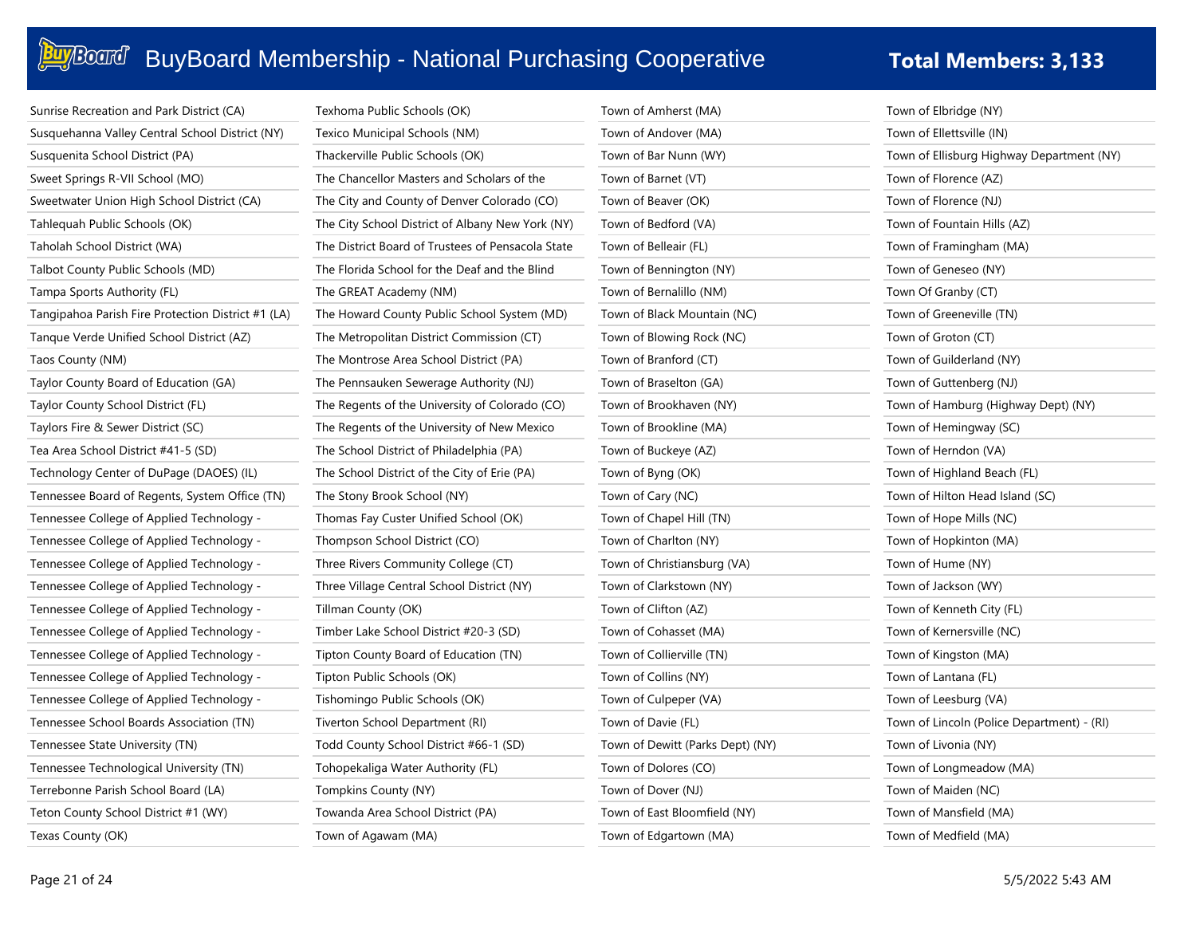# BuyBoard Membership - National Purchasing Cooperative

**Total Members: 3,133**

Sunrise Recreation and Park District (CA)
Susquehanna Valley Central School District (NY)
Susquenita School District (PA)
Sweet Springs R-VII School (MO)
Sweetwater Union High School District (CA)
Tahlequah Public Schools (OK)
Taholah School District (WA)
Talbot County Public Schools (MD)
Tampa Sports Authority (FL)
Tangipahoa Parish Fire Protection District #1 (LA)
Tanque Verde Unified School District (AZ)
Taos County (NM)
Taylor County Board of Education (GA)
Taylor County School District (FL)
Taylors Fire & Sewer District (SC)
Tea Area School District #41-5 (SD)
Technology Center of DuPage (DAOES) (IL)
Tennessee Board of Regents, System Office (TN)
Tennessee College of Applied Technology -
Tennessee College of Applied Technology -
Tennessee College of Applied Technology -
Tennessee College of Applied Technology -
Tennessee College of Applied Technology -
Tennessee College of Applied Technology -
Tennessee College of Applied Technology -
Tennessee College of Applied Technology -
Tennessee College of Applied Technology -
Tennessee School Boards Association (TN)
Tennessee State University (TN)
Tennessee Technological University (TN)
Terrebonne Parish School Board (LA)
Teton County School District #1 (WY)
Texas County (OK)

Texhoma Public Schools (OK)
Texico Municipal Schools (NM)
Thackerville Public Schools (OK)
The Chancellor Masters and Scholars of the
The City and County of Denver Colorado (CO)
The City School District of Albany New York (NY)
The District Board of Trustees of Pensacola State
The Florida School for the Deaf and the Blind
The GREAT Academy (NM)
The Howard County Public School System (MD)
The Metropolitan District Commission (CT)
The Montrose Area School District (PA)
The Pennsauken Sewerage Authority (NJ)
The Regents of the University of Colorado (CO)
The Regents of the University of New Mexico
The School District of Philadelphia (PA)
The School District of the City of Erie (PA)
The Stony Brook School (NY)
Thomas Fay Custer Unified School (OK)
Thompson School District (CO)
Three Rivers Community College (CT)
Three Village Central School District (NY)
Tillman County (OK)
Timber Lake School District #20-3 (SD)
Tipton County Board of Education (TN)
Tipton Public Schools (OK)
Tishomingo Public Schools (OK)
Tiverton School Department (RI)
Todd County School District #66-1 (SD)
Tohopekaliga Water Authority (FL)
Tompkins County (NY)
Towanda Area School District (PA)
Town of Agawam (MA)

Town of Amherst (MA)
Town of Andover (MA)
Town of Bar Nunn (WY)
Town of Barnet (VT)
Town of Beaver (OK)
Town of Bedford (VA)
Town of Belleair (FL)
Town of Bennington (NY)
Town of Bernalillo (NM)
Town of Black Mountain (NC)
Town of Blowing Rock (NC)
Town of Branford (CT)
Town of Braselton (GA)
Town of Brookhaven (NY)
Town of Brookline (MA)
Town of Buckeye (AZ)
Town of Byng (OK)
Town of Cary (NC)
Town of Chapel Hill (TN)
Town of Charlton (NY)
Town of Christiansburg (VA)
Town of Clarkstown (NY)
Town of Clifton (AZ)
Town of Cohasset (MA)
Town of Collierville (TN)
Town of Collins (NY)
Town of Culpeper (VA)
Town of Davie (FL)
Town of Dewitt (Parks Dept) (NY)
Town of Dolores (CO)
Town of Dover (NJ)
Town of East Bloomfield (NY)
Town of Edgartown (MA)

Town of Elbridge (NY)
Town of Ellettsville (IN)
Town of Ellisburg Highway Department (NY)
Town of Florence (AZ)
Town of Florence (NJ)
Town of Fountain Hills (AZ)
Town of Framingham (MA)
Town of Geneseo (NY)
Town Of Granby (CT)
Town of Greeneville (TN)
Town of Groton (CT)
Town of Guilderland (NY)
Town of Guttenberg (NJ)
Town of Hamburg (Highway Dept) (NY)
Town of Hemingway (SC)
Town of Herndon (VA)
Town of Highland Beach (FL)
Town of Hilton Head Island (SC)
Town of Hope Mills (NC)
Town of Hopkinton (MA)
Town of Hume (NY)
Town of Jackson (WY)
Town of Kenneth City (FL)
Town of Kernersville (NC)
Town of Kingston (MA)
Town of Lantana (FL)
Town of Leesburg (VA)
Town of Lincoln (Police Department) - (RI)
Town of Livonia (NY)
Town of Longmeadow (MA)
Town of Maiden (NC)
Town of Mansfield (MA)
Town of Medfield (MA)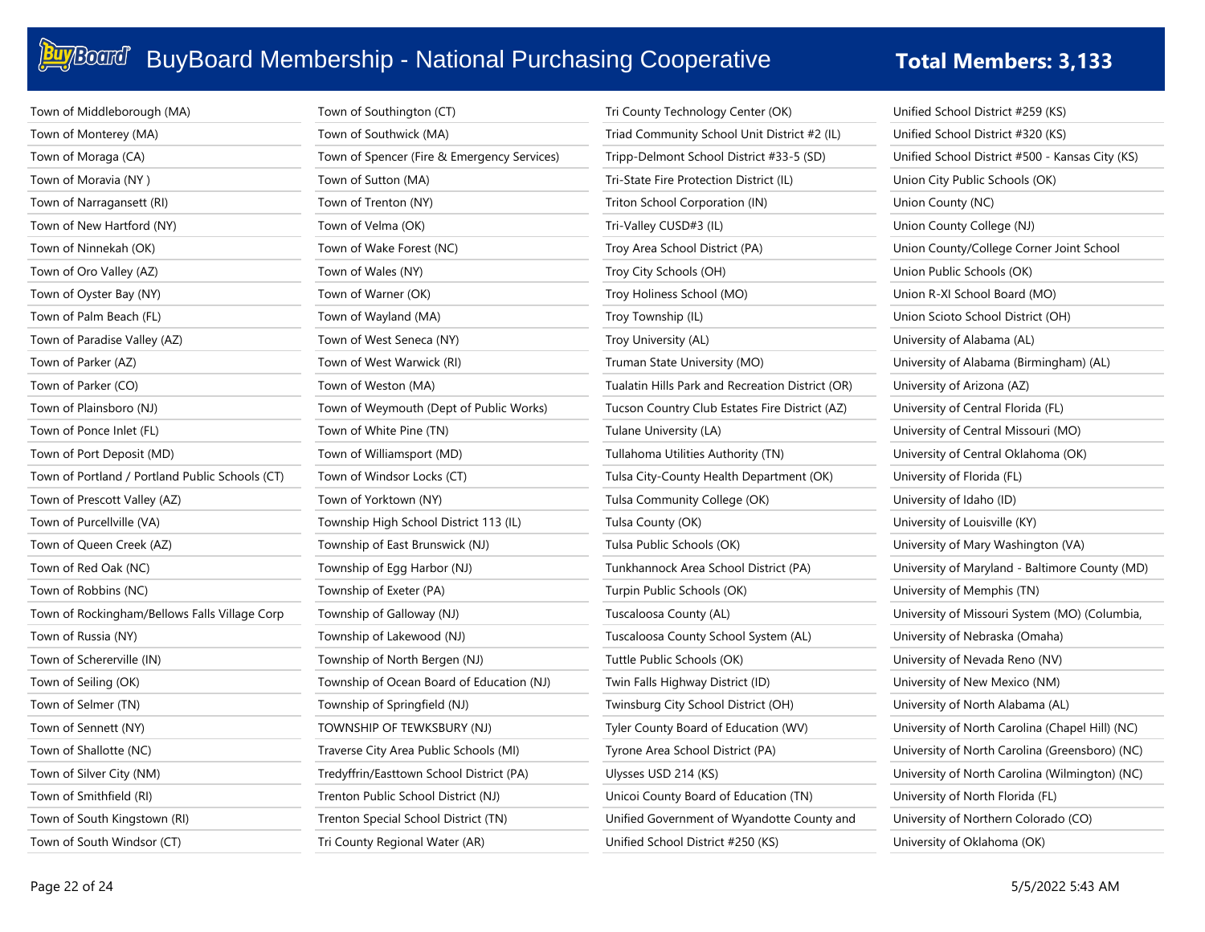# BuyBoard Membership - National Purchasing Cooperative

**Total Members: 3,133**

Town of Middleborough (MA)
Town of Monterey (MA)
Town of Moraga (CA)
Town of Moravia (NY )
Town of Narragansett (RI)
Town of New Hartford (NY)
Town of Ninnekah (OK)
Town of Oro Valley (AZ)
Town of Oyster Bay (NY)
Town of Palm Beach (FL)
Town of Paradise Valley (AZ)
Town of Parker (AZ)
Town of Parker (CO)
Town of Plainsboro (NJ)
Town of Ponce Inlet (FL)
Town of Port Deposit (MD)
Town of Portland / Portland Public Schools (CT)
Town of Prescott Valley (AZ)
Town of Purcellville (VA)
Town of Queen Creek (AZ)
Town of Red Oak (NC)
Town of Robbins (NC)
Town of Rockingham/Bellows Falls Village Corp
Town of Russia (NY)
Town of Schererville (IN)
Town of Seiling (OK)
Town of Selmer (TN)
Town of Sennett (NY)
Town of Shallotte (NC)
Town of Silver City (NM)
Town of Smithfield (RI)
Town of South Kingstown (RI)
Town of South Windsor (CT)
Town of Southington (CT)
Town of Southwick (MA)
Town of Spencer (Fire & Emergency Services)
Town of Sutton (MA)
Town of Trenton (NY)
Town of Velma (OK)
Town of Wake Forest (NC)
Town of Wales (NY)
Town of Warner (OK)
Town of Wayland (MA)
Town of West Seneca (NY)
Town of West Warwick (RI)
Town of Weston (MA)
Town of Weymouth (Dept of Public Works)
Town of White Pine (TN)
Town of Williamsport (MD)
Town of Windsor Locks (CT)
Town of Yorktown (NY)
Township High School District 113 (IL)
Township of East Brunswick (NJ)
Township of Egg Harbor (NJ)
Township of Exeter (PA)
Township of Galloway (NJ)
Township of Lakewood (NJ)
Township of North Bergen (NJ)
Township of Ocean Board of Education (NJ)
Township of Springfield (NJ)
TOWNSHIP OF TEWKSBURY (NJ)
Traverse City Area Public Schools (MI)
Tredyffrin/Easttown School District (PA)
Trenton Public School District (NJ)
Trenton Special School District (TN)
Tri County Regional Water (AR)
Tri County Technology Center (OK)
Triad Community School Unit District #2 (IL)
Tripp-Delmont School District #33-5 (SD)
Tri-State Fire Protection District (IL)
Triton School Corporation (IN)
Tri-Valley CUSD#3 (IL)
Troy Area School District (PA)
Troy City Schools (OH)
Troy Holiness School (MO)
Troy Township (IL)
Troy University (AL)
Truman State University (MO)
Tualatin Hills Park and Recreation District (OR)
Tucson Country Club Estates Fire District (AZ)
Tulane University (LA)
Tullahoma Utilities Authority (TN)
Tulsa City-County Health Department (OK)
Tulsa Community College (OK)
Tulsa County (OK)
Tulsa Public Schools (OK)
Tunkhannock Area School District (PA)
Turpin Public Schools (OK)
Tuscaloosa County (AL)
Tuscaloosa County School System (AL)
Tuttle Public Schools (OK)
Twin Falls Highway District (ID)
Twinsburg City School District (OH)
Tyler County Board of Education (WV)
Tyrone Area School District (PA)
Ulysses USD 214 (KS)
Unicoi County Board of Education (TN)
Unified Government of Wyandotte County and
Unified School District #250 (KS)
Unified School District #259 (KS)
Unified School District #320 (KS)
Unified School District #500 - Kansas City (KS)
Union City Public Schools (OK)
Union County (NC)
Union County College (NJ)
Union County/College Corner Joint School
Union Public Schools (OK)
Union R-XI School Board (MO)
Union Scioto School District (OH)
University of Alabama (AL)
University of Alabama (Birmingham) (AL)
University of Arizona (AZ)
University of Central Florida (FL)
University of Central Missouri (MO)
University of Central Oklahoma (OK)
University of Florida (FL)
University of Idaho (ID)
University of Louisville (KY)
University of Mary Washington (VA)
University of Maryland - Baltimore County (MD)
University of Memphis (TN)
University of Missouri System (MO) (Columbia,
University of Nebraska (Omaha)
University of Nevada Reno (NV)
University of New Mexico (NM)
University of North Alabama (AL)
University of North Carolina (Chapel Hill) (NC)
University of North Carolina (Greensboro) (NC)
University of North Carolina (Wilmington) (NC)
University of North Florida (FL)
University of Northern Colorado (CO)
University of Oklahoma (OK)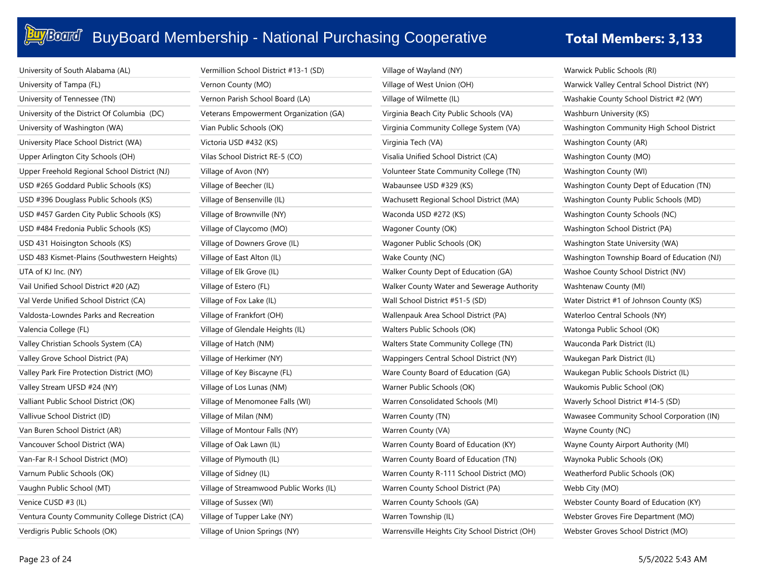# BuyBoard Membership - National Purchasing Cooperative

**Total Members: 3,133**

University of South Alabama (AL)
University of Tampa (FL)
University of Tennessee (TN)
University of the District Of Columbia (DC)
University of Washington (WA)
University Place School District (WA)
Upper Arlington City Schools (OH)
Upper Freehold Regional School District (NJ)
USD #265 Goddard Public Schools (KS)
USD #396 Douglass Public Schools (KS)
USD #457 Garden City Public Schools (KS)
USD #484 Fredonia Public Schools (KS)
USD 431 Hoisington Schools (KS)
USD 483 Kismet-Plains (Southwestern Heights)
UTA of KJ Inc. (NY)
Vail Unified School District #20 (AZ)
Val Verde Unified School District (CA)
Valdosta-Lowndes Parks and Recreation
Valencia College (FL)
Valley Christian Schools System (CA)
Valley Grove School District (PA)
Valley Park Fire Protection District (MO)
Valley Stream UFSD #24 (NY)
Valliant Public School District (OK)
Vallivue School District (ID)
Van Buren School District (AR)
Vancouver School District (WA)
Van-Far R-I School District (MO)
Varnum Public Schools (OK)
Vaughn Public School (MT)
Venice CUSD #3 (IL)
Ventura County Community College District (CA)
Verdigris Public Schools (OK)
Vermillion School District #13-1 (SD)
Vernon County (MO)
Vernon Parish School Board (LA)
Veterans Empowerment Organization (GA)
Vian Public Schools (OK)
Victoria USD #432 (KS)
Vilas School District RE-5 (CO)
Village of Avon (NY)
Village of Beecher (IL)
Village of Bensenville (IL)
Village of Brownville (NY)
Village of Claycomo (MO)
Village of Downers Grove (IL)
Village of East Alton (IL)
Village of Elk Grove (IL)
Village of Estero (FL)
Village of Fox Lake (IL)
Village of Frankfort (OH)
Village of Glendale Heights (IL)
Village of Hatch (NM)
Village of Herkimer (NY)
Village of Key Biscayne (FL)
Village of Los Lunas (NM)
Village of Menomonee Falls (WI)
Village of Milan (NM)
Village of Montour Falls (NY)
Village of Oak Lawn (IL)
Village of Plymouth (IL)
Village of Sidney (IL)
Village of Streamwood Public Works (IL)
Village of Sussex (WI)
Village of Tupper Lake (NY)
Village of Union Springs (NY)
Village of Wayland (NY)
Village of West Union (OH)
Village of Wilmette (IL)
Virginia Beach City Public Schools (VA)
Virginia Community College System (VA)
Virginia Tech (VA)
Visalia Unified School District (CA)
Volunteer State Community College (TN)
Wabaunsee USD #329 (KS)
Wachusett Regional School District (MA)
Waconda USD #272 (KS)
Wagoner County (OK)
Wagoner Public Schools (OK)
Wake County (NC)
Walker County Dept of Education (GA)
Walker County Water and Sewerage Authority
Wall School District #51-5 (SD)
Wallenpauk Area School District (PA)
Walters Public Schools (OK)
Walters State Community College (TN)
Wappingers Central School District (NY)
Ware County Board of Education (GA)
Warner Public Schools (OK)
Warren Consolidated Schools (MI)
Warren County (TN)
Warren County (VA)
Warren County Board of Education (KY)
Warren County Board of Education (TN)
Warren County R-111 School District (MO)
Warren County School District (PA)
Warren County Schools (GA)
Warren Township (IL)
Warrensville Heights City School District (OH)
Warwick Public Schools (RI)
Warwick Valley Central School District (NY)
Washakie County School District #2 (WY)
Washburn University (KS)
Washington Community High School District
Washington County (AR)
Washington County (MO)
Washington County (WI)
Washington County Dept of Education (TN)
Washington County Public Schools (MD)
Washington County Schools (NC)
Washington School District (PA)
Washington State University (WA)
Washington Township Board of Education (NJ)
Washoe County School District (NV)
Washtenaw County (MI)
Water District #1 of Johnson County (KS)
Waterloo Central Schools (NY)
Watonga Public School (OK)
Wauconda Park District (IL)
Waukegan Park District (IL)
Waukegan Public Schools District (IL)
Waukomis Public School (OK)
Waverly School District #14-5 (SD)
Wawasee Community School Corporation (IN)
Wayne County (NC)
Wayne County Airport Authority (MI)
Waynoka Public Schools (OK)
Weatherford Public Schools (OK)
Webb City (MO)
Webster County Board of Education (KY)
Webster Groves Fire Department (MO)
Webster Groves School District (MO)

5/5/2022 5:43 AM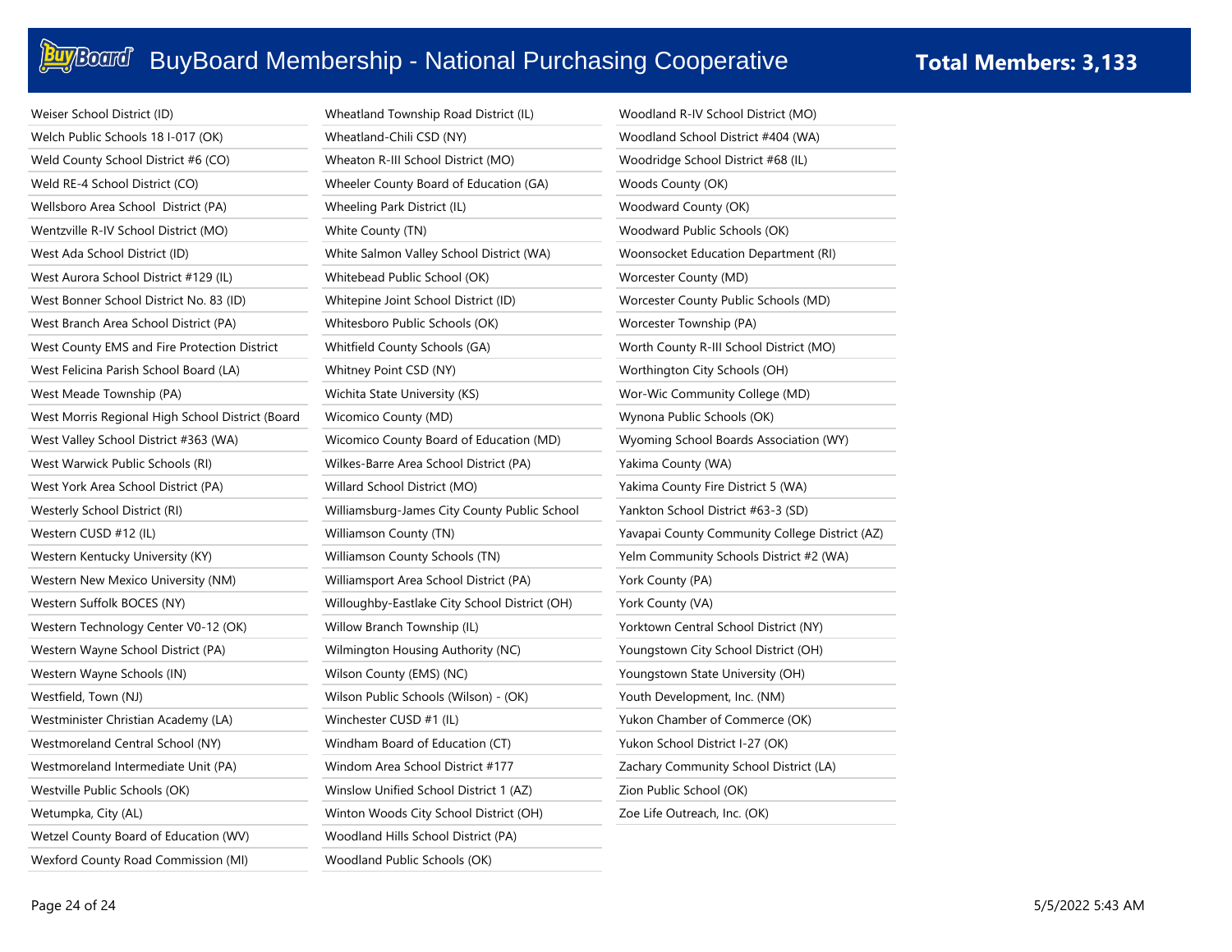# BuyBoard Membership - National Purchasing Cooperative

**Total Members: 3,133**

Weiser School District (ID)
Welch Public Schools 18 I-017 (OK)
Weld County School District #6 (CO)
Weld RE-4 School District (CO)
Wellsboro Area School  District (PA)
Wentzville R-IV School District (MO)
West Ada School District (ID)
West Aurora School District #129 (IL)
West Bonner School District No. 83 (ID)
West Branch Area School District (PA)
West County EMS and Fire Protection District
West Felicina Parish School Board (LA)
West Meade Township (PA)
West Morris Regional High School District (Board
West Valley School District #363 (WA)
West Warwick Public Schools (RI)
West York Area School District (PA)
Westerly School District (RI)
Western CUSD #12 (IL)
Western Kentucky University (KY)
Western New Mexico University (NM)
Western Suffolk BOCES (NY)
Western Technology Center V0-12 (OK)
Western Wayne School District (PA)
Western Wayne Schools (IN)
Westfield, Town (NJ)
Westminister Christian Academy (LA)
Westmoreland Central School (NY)
Westmoreland Intermediate Unit (PA)
Westville Public Schools (OK)
Wetumpka, City (AL)
Wetzel County Board of Education (WV)
Wexford County Road Commission (MI)
Wheatland Township Road District (IL)
Wheatland-Chili CSD (NY)
Wheaton R-III School District (MO)
Wheeler County Board of Education (GA)
Wheeling Park District (IL)
White County (TN)
White Salmon Valley School District (WA)
Whitebead Public School (OK)
Whitepine Joint School District (ID)
Whitesboro Public Schools (OK)
Whitfield County Schools (GA)
Whitney Point CSD (NY)
Wichita State University (KS)
Wicomico County (MD)
Wicomico County Board of Education (MD)
Wilkes-Barre Area School District (PA)
Willard School District (MO)
Williamsburg-James City County Public School
Williamson County (TN)
Williamson County Schools (TN)
Williamsport Area School District (PA)
Willoughby-Eastlake City School District (OH)
Willow Branch Township (IL)
Wilmington Housing Authority (NC)
Wilson County (EMS) (NC)
Wilson Public Schools (Wilson) - (OK)
Winchester CUSD #1 (IL)
Windham Board of Education (CT)
Windom Area School District #177
Winslow Unified School District 1 (AZ)
Winton Woods City School District (OH)
Woodland Hills School District (PA)
Woodland Public Schools (OK)
Woodland R-IV School District (MO)
Woodland School District #404 (WA)
Woodridge School District #68 (IL)
Woods County (OK)
Woodward County (OK)
Woodward Public Schools (OK)
Woonsocket Education Department (RI)
Worcester County (MD)
Worcester County Public Schools (MD)
Worcester Township (PA)
Worth County R-III School District (MO)
Worthington City Schools (OH)
Wor-Wic Community College (MD)
Wynona Public Schools (OK)
Wyoming School Boards Association (WY)
Yakima County (WA)
Yakima County Fire District 5 (WA)
Yankton School District #63-3 (SD)
Yavapai County Community College District (AZ)
Yelm Community Schools District #2 (WA)
York County (PA)
York County (VA)
Yorktown Central School District (NY)
Youngstown City School District (OH)
Youngstown State University (OH)
Youth Development, Inc. (NM)
Yukon Chamber of Commerce (OK)
Yukon School District I-27 (OK)
Zachary Community School District (LA)
Zion Public School (OK)
Zoe Life Outreach, Inc. (OK)

5/5/2022 5:43 AM